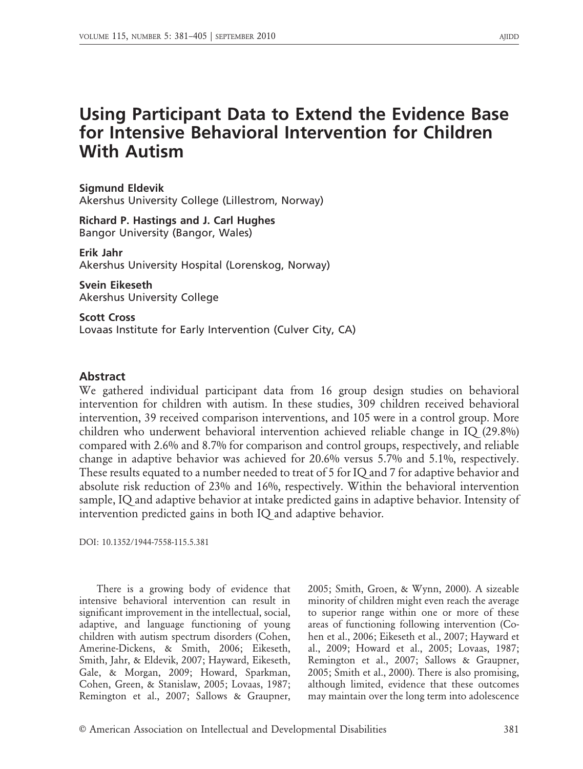# Using Participant Data to Extend the Evidence Base for Intensive Behavioral Intervention for Children With Autism

**Sigmund Eldevik**
Akershus University College (Lillestrom, Norway)

**Richard P. Hastings and J. Carl Hughes**
Bangor University (Bangor, Wales)

**Erik Jahr**
Akershus University Hospital (Lorenskog, Norway)

**Svein Eikeseth**
Akershus University College

**Scott Cross**
Lovaas Institute for Early Intervention (Culver City, CA)

## Abstract

We gathered individual participant data from 16 group design studies on behavioral intervention for children with autism. In these studies, 309 children received behavioral intervention, 39 received comparison interventions, and 105 were in a control group. More children who underwent behavioral intervention achieved reliable change in IQ (29.8%) compared with 2.6% and 8.7% for comparison and control groups, respectively, and reliable change in adaptive behavior was achieved for 20.6% versus 5.7% and 5.1%, respectively. These results equated to a number needed to treat of 5 for IQ and 7 for adaptive behavior and absolute risk reduction of 23% and 16%, respectively. Within the behavioral intervention sample, IQ and adaptive behavior at intake predicted gains in adaptive behavior. Intensity of intervention predicted gains in both IQ and adaptive behavior.

DOI: 10.1352/1944-7558-115.5.381

There is a growing body of evidence that intensive behavioral intervention can result in significant improvement in the intellectual, social, adaptive, and language functioning of young children with autism spectrum disorders (Cohen, Amerine-Dickens, & Smith, 2006; Eikeseth, Smith, Jahr, & Eldevik, 2007; Hayward, Eikeseth, Gale, & Morgan, 2009; Howard, Sparkman, Cohen, Green, & Stanislaw, 2005; Lovaas, 1987; Remington et al., 2007; Sallows & Graupner, 2005; Smith, Groen, & Wynn, 2000). A sizeable minority of children might even reach the average to superior range within one or more of these areas of functioning following intervention (Cohen et al., 2006; Eikeseth et al., 2007; Hayward et al., 2009; Howard et al., 2005; Lovaas, 1987; Remington et al., 2007; Sallows & Graupner, 2005; Smith et al., 2000). There is also promising, although limited, evidence that these outcomes may maintain over the long term into adolescence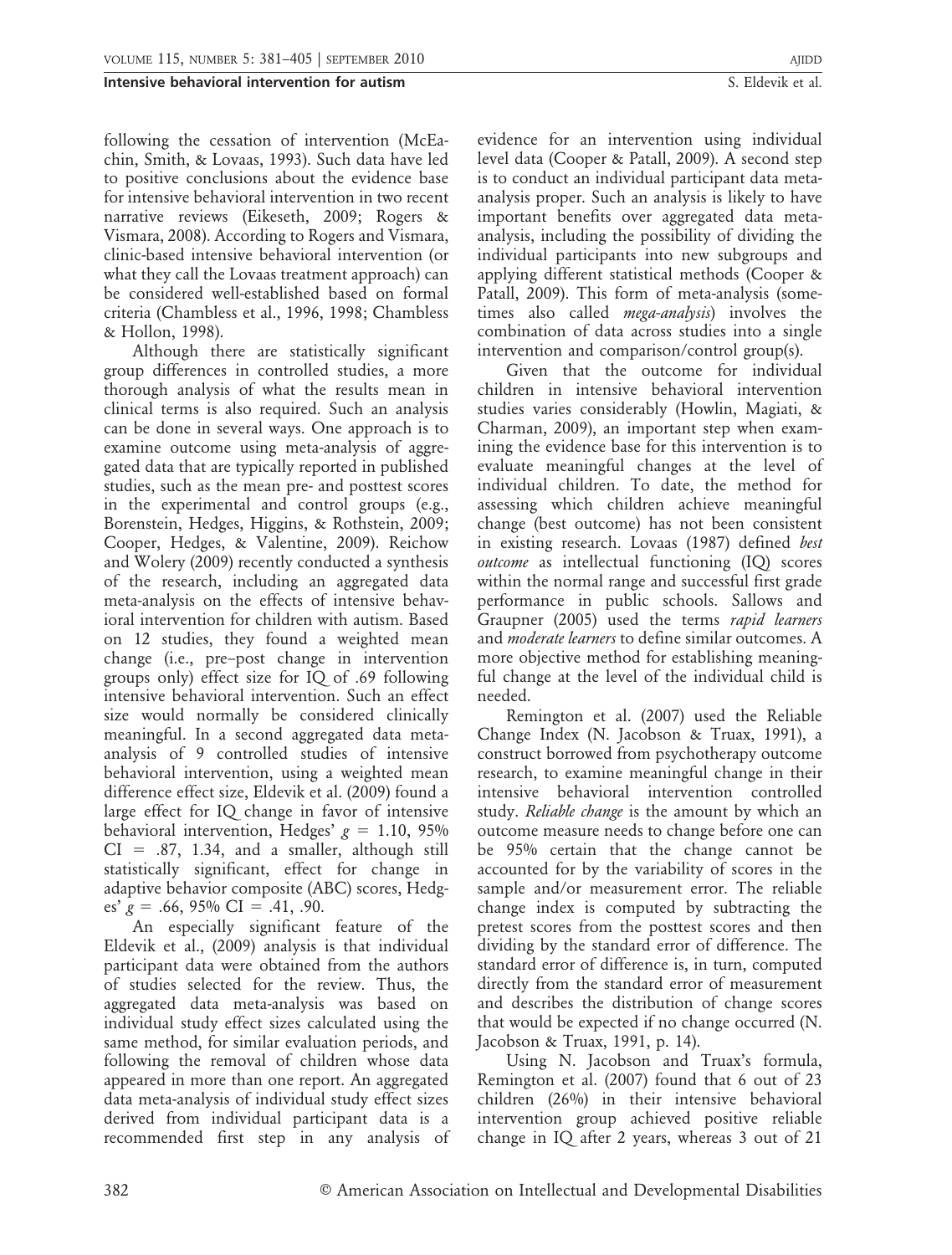following the cessation of intervention (McEachin, Smith, & Lovaas, 1993). Such data have led to positive conclusions about the evidence base for intensive behavioral intervention in two recent narrative reviews (Eikeseth, 2009; Rogers & Vismara, 2008). According to Rogers and Vismara, clinic-based intensive behavioral intervention (or what they call the Lovaas treatment approach) can be considered well-established based on formal criteria (Chambless et al., 1996, 1998; Chambless & Hollon, 1998).

Although there are statistically significant group differences in controlled studies, a more thorough analysis of what the results mean in clinical terms is also required. Such an analysis can be done in several ways. One approach is to examine outcome using meta-analysis of aggregated data that are typically reported in published studies, such as the mean pre- and posttest scores in the experimental and control groups (e.g., Borenstein, Hedges, Higgins, & Rothstein, 2009; Cooper, Hedges, & Valentine, 2009). Reichow and Wolery (2009) recently conducted a synthesis of the research, including an aggregated data meta-analysis on the effects of intensive behavioral intervention for children with autism. Based on 12 studies, they found a weighted mean change (i.e., pre–post change in intervention groups only) effect size for IQ of .69 following intensive behavioral intervention. Such an effect size would normally be considered clinically meaningful. In a second aggregated data meta-analysis of 9 controlled studies of intensive behavioral intervention, using a weighted mean difference effect size, Eldevik et al. (2009) found a large effect for IQ change in favor of intensive behavioral intervention, Hedges' $g = 1.10$, 95% CI = .87, 1.34, and a smaller, although still statistically significant, effect for change in adaptive behavior composite (ABC) scores, Hedges' $g = .66$, 95% CI = .41, .90.

An especially significant feature of the Eldevik et al., (2009) analysis is that individual participant data were obtained from the authors of studies selected for the review. Thus, the aggregated data meta-analysis was based on individual study effect sizes calculated using the same method, for similar evaluation periods, and following the removal of children whose data appeared in more than one report. An aggregated data meta-analysis of individual study effect sizes derived from individual participant data is a recommended first step in any analysis of evidence for an intervention using individual level data (Cooper & Patall, 2009). A second step is to conduct an individual participant data meta-analysis proper. Such an analysis is likely to have important benefits over aggregated data meta-analysis, including the possibility of dividing the individual participants into new subgroups and applying different statistical methods (Cooper & Patall, 2009). This form of meta-analysis (sometimes also called *mega-analysis*) involves the combination of data across studies into a single intervention and comparison/control group(s).

Given that the outcome for individual children in intensive behavioral intervention studies varies considerably (Howlin, Magiati, & Charman, 2009), an important step when examining the evidence base for this intervention is to evaluate meaningful changes at the level of individual children. To date, the method for assessing which children achieve meaningful change (best outcome) has not been consistent in existing research. Lovaas (1987) defined *best outcome* as intellectual functioning (IQ) scores within the normal range and successful first grade performance in public schools. Sallows and Graupner (2005) used the terms *rapid learners* and *moderate learners* to define similar outcomes. A more objective method for establishing meaningful change at the level of the individual child is needed.

Remington et al. (2007) used the Reliable Change Index (N. Jacobson & Truax, 1991), a construct borrowed from psychotherapy outcome research, to examine meaningful change in their intensive behavioral intervention controlled study. *Reliable change* is the amount by which an outcome measure needs to change before one can be 95% certain that the change cannot be accounted for by the variability of scores in the sample and/or measurement error. The reliable change index is computed by subtracting the pretest scores from the posttest scores and then dividing by the standard error of difference. The standard error of difference is, in turn, computed directly from the standard error of measurement and describes the distribution of change scores that would be expected if no change occurred (N. Jacobson & Truax, 1991, p. 14).

Using N. Jacobson and Truax's formula, Remington et al. (2007) found that 6 out of 23 children (26%) in their intensive behavioral intervention group achieved positive reliable change in IQ after 2 years, whereas 3 out of 21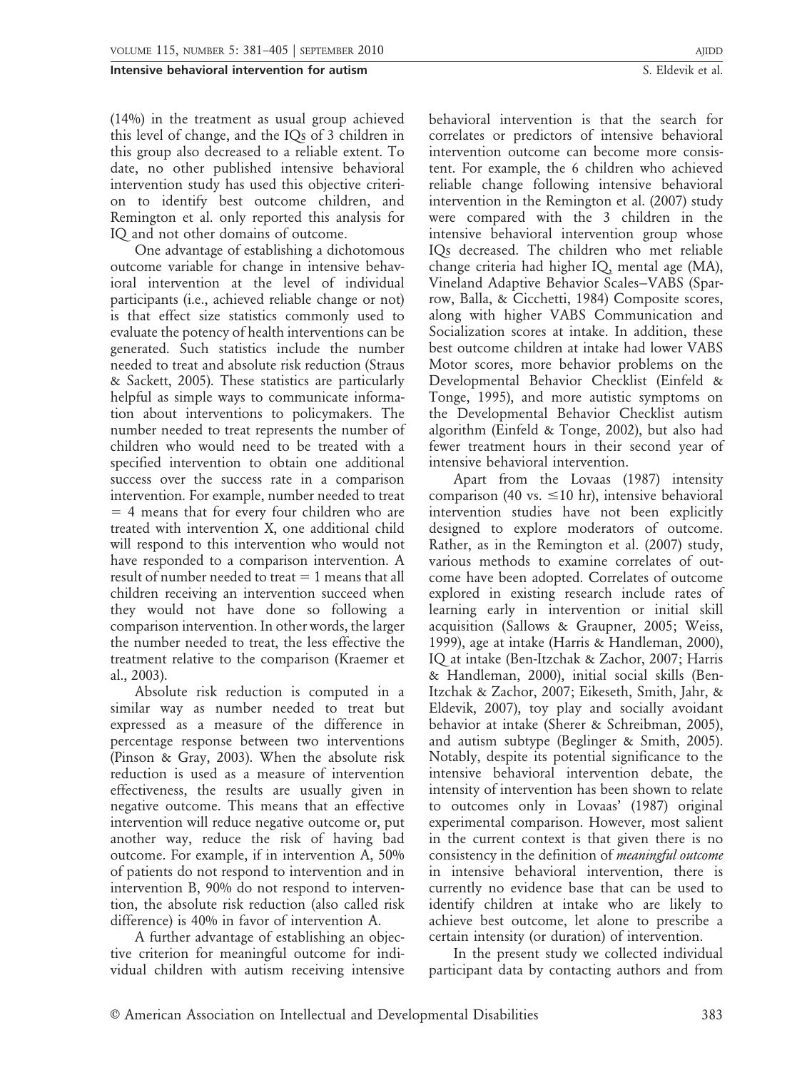(14%) in the treatment as usual group achieved this level of change, and the IQs of 3 children in this group also decreased to a reliable extent. To date, no other published intensive behavioral intervention study has used this objective criterion to identify best outcome children, and Remington et al. only reported this analysis for IQ and not other domains of outcome.

One advantage of establishing a dichotomous outcome variable for change in intensive behavioral intervention at the level of individual participants (i.e., achieved reliable change or not) is that effect size statistics commonly used to evaluate the potency of health interventions can be generated. Such statistics include the number needed to treat and absolute risk reduction (Straus & Sackett, 2005). These statistics are particularly helpful as simple ways to communicate information about interventions to policymakers. The number needed to treat represents the number of children who would need to be treated with a specified intervention to obtain one additional success over the success rate in a comparison intervention. For example, number needed to treat = 4 means that for every four children who are treated with intervention X, one additional child will respond to this intervention who would not have responded to a comparison intervention. A result of number needed to treat = 1 means that all children receiving an intervention succeed when they would not have done so following a comparison intervention. In other words, the larger the number needed to treat, the less effective the treatment relative to the comparison (Kraemer et al., 2003).

Absolute risk reduction is computed in a similar way as number needed to treat but expressed as a measure of the difference in percentage response between two interventions (Pinson & Gray, 2003). When the absolute risk reduction is used as a measure of intervention effectiveness, the results are usually given in negative outcome. This means that an effective intervention will reduce negative outcome or, put another way, reduce the risk of having bad outcome. For example, if in intervention A, 50% of patients do not respond to intervention and in intervention B, 90% do not respond to intervention, the absolute risk reduction (also called risk difference) is 40% in favor of intervention A.

A further advantage of establishing an objective criterion for meaningful outcome for individual children with autism receiving intensive behavioral intervention is that the search for correlates or predictors of intensive behavioral intervention outcome can become more consistent. For example, the 6 children who achieved reliable change following intensive behavioral intervention in the Remington et al. (2007) study were compared with the 3 children in the intensive behavioral intervention group whose IQs decreased. The children who met reliable change criteria had higher IQ, mental age (MA), Vineland Adaptive Behavior Scales–VABS (Sparrow, Balla, & Cicchetti, 1984) Composite scores, along with higher VABS Communication and Socialization scores at intake. In addition, these best outcome children at intake had lower VABS Motor scores, more behavior problems on the Developmental Behavior Checklist (Einfeld & Tonge, 1995), and more autistic symptoms on the Developmental Behavior Checklist autism algorithm (Einfeld & Tonge, 2002), but also had fewer treatment hours in their second year of intensive behavioral intervention.

Apart from the Lovaas (1987) intensity comparison (40 vs. $\leq$10 hr), intensive behavioral intervention studies have not been explicitly designed to explore moderators of outcome. Rather, as in the Remington et al. (2007) study, various methods to examine correlates of outcome have been adopted. Correlates of outcome explored in existing research include rates of learning early in intervention or initial skill acquisition (Sallows & Graupner, 2005; Weiss, 1999), age at intake (Harris & Handleman, 2000), IQ at intake (Ben-Itzchak & Zachor, 2007; Harris & Handleman, 2000), initial social skills (Ben-Itzchak & Zachor, 2007; Eikeseth, Smith, Jahr, & Eldevik, 2007), toy play and socially avoidant behavior at intake (Sherer & Schreibman, 2005), and autism subtype (Beglinger & Smith, 2005). Notably, despite its potential significance to the intensive behavioral intervention debate, the intensity of intervention has been shown to relate to outcomes only in Lovaas' (1987) original experimental comparison. However, most salient in the current context is that given there is no consistency in the definition of *meaningful outcome* in intensive behavioral intervention, there is currently no evidence base that can be used to identify children at intake who are likely to achieve best outcome, let alone to prescribe a certain intensity (or duration) of intervention.

In the present study we collected individual participant data by contacting authors and from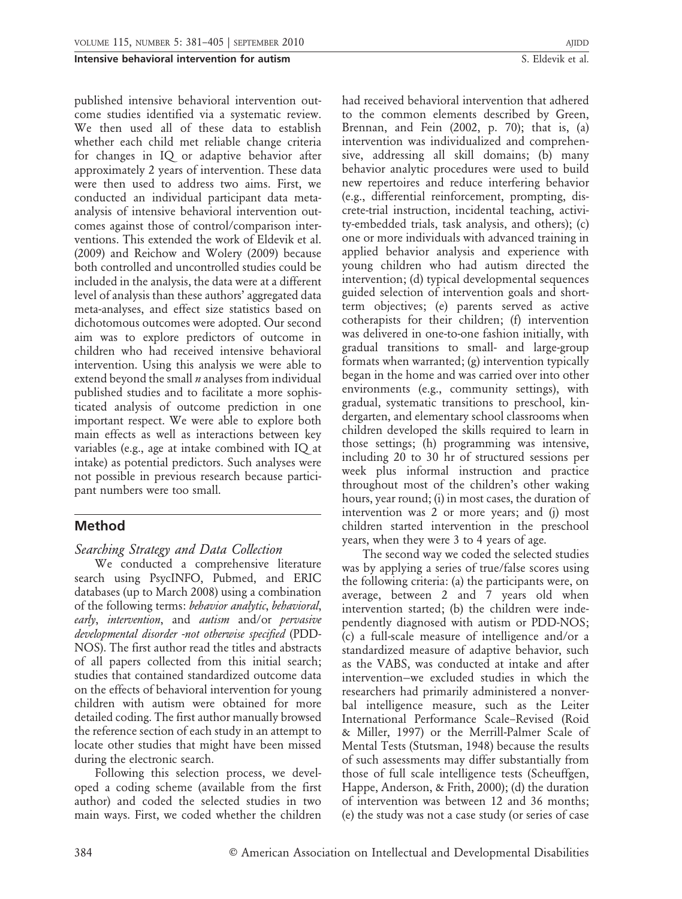published intensive behavioral intervention outcome studies identified via a systematic review. We then used all of these data to establish whether each child met reliable change criteria for changes in IQ or adaptive behavior after approximately 2 years of intervention. These data were then used to address two aims. First, we conducted an individual participant data meta-analysis of intensive behavioral intervention outcomes against those of control/comparison interventions. This extended the work of Eldevik et al. (2009) and Reichow and Wolery (2009) because both controlled and uncontrolled studies could be included in the analysis, the data were at a different level of analysis than these authors' aggregated data meta-analyses, and effect size statistics based on dichotomous outcomes were adopted. Our second aim was to explore predictors of outcome in children who had received intensive behavioral intervention. Using this analysis we were able to extend beyond the small *n* analyses from individual published studies and to facilitate a more sophisticated analysis of outcome prediction in one important respect. We were able to explore both main effects as well as interactions between key variables (e.g., age at intake combined with IQ at intake) as potential predictors. Such analyses were not possible in previous research because participant numbers were too small.

## Method

### *Searching Strategy and Data Collection*

We conducted a comprehensive literature search using PsycINFO, Pubmed, and ERIC databases (up to March 2008) using a combination of the following terms: *behavior analytic*, *behavioral*, *early*, *intervention*, and *autism* and/or *pervasive developmental disorder -not otherwise specified* (PDD-NOS). The first author read the titles and abstracts of all papers collected from this initial search; studies that contained standardized outcome data on the effects of behavioral intervention for young children with autism were obtained for more detailed coding. The first author manually browsed the reference section of each study in an attempt to locate other studies that might have been missed during the electronic search.

Following this selection process, we developed a coding scheme (available from the first author) and coded the selected studies in two main ways. First, we coded whether the children had received behavioral intervention that adhered to the common elements described by Green, Brennan, and Fein (2002, p. 70); that is, (a) intervention was individualized and comprehensive, addressing all skill domains; (b) many behavior analytic procedures were used to build new repertoires and reduce interfering behavior (e.g., differential reinforcement, prompting, discrete-trial instruction, incidental teaching, activity-embedded trials, task analysis, and others); (c) one or more individuals with advanced training in applied behavior analysis and experience with young children who had autism directed the intervention; (d) typical developmental sequences guided selection of intervention goals and short-term objectives; (e) parents served as active cotherapists for their children; (f) intervention was delivered in one-to-one fashion initially, with gradual transitions to small- and large-group formats when warranted; (g) intervention typically began in the home and was carried over into other environments (e.g., community settings), with gradual, systematic transitions to preschool, kindergarten, and elementary school classrooms when children developed the skills required to learn in those settings; (h) programming was intensive, including 20 to 30 hr of structured sessions per week plus informal instruction and practice throughout most of the children's other waking hours, year round; (i) in most cases, the duration of intervention was 2 or more years; and (j) most children started intervention in the preschool years, when they were 3 to 4 years of age.

The second way we coded the selected studies was by applying a series of true/false scores using the following criteria: (a) the participants were, on average, between 2 and 7 years old when intervention started; (b) the children were independently diagnosed with autism or PDD-NOS; (c) a full-scale measure of intelligence and/or a standardized measure of adaptive behavior, such as the VABS, was conducted at intake and after intervention—we excluded studies in which the researchers had primarily administered a nonverbal intelligence measure, such as the Leiter International Performance Scale–Revised (Roid & Miller, 1997) or the Merrill-Palmer Scale of Mental Tests (Stutsman, 1948) because the results of such assessments may differ substantially from those of full scale intelligence tests (Scheuffgen, Happe, Anderson, & Frith, 2000); (d) the duration of intervention was between 12 and 36 months; (e) the study was not a case study (or series of case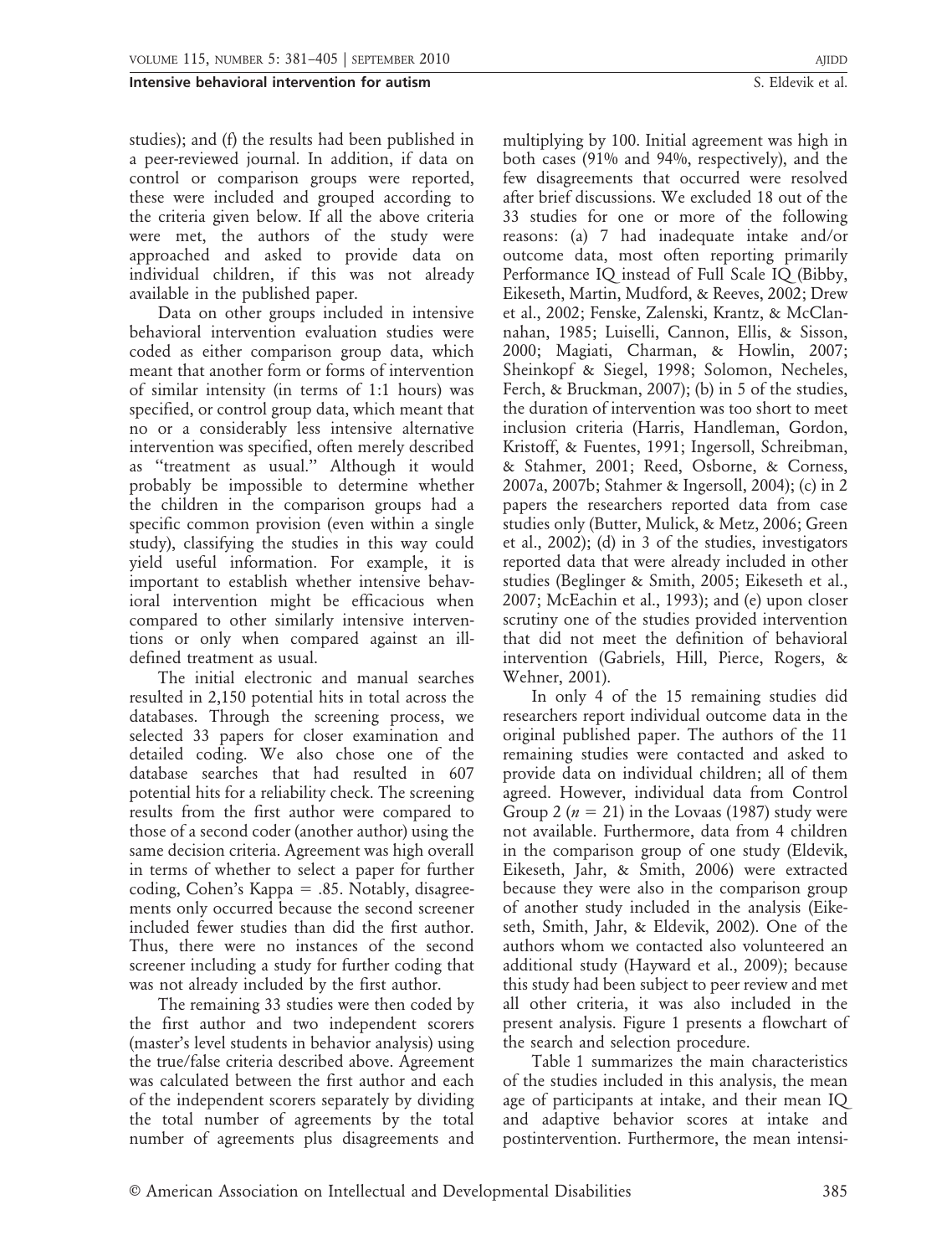studies); and (f) the results had been published in a peer-reviewed journal. In addition, if data on control or comparison groups were reported, these were included and grouped according to the criteria given below. If all the above criteria were met, the authors of the study were approached and asked to provide data on individual children, if this was not already available in the published paper.

Data on other groups included in intensive behavioral intervention evaluation studies were coded as either comparison group data, which meant that another form or forms of intervention of similar intensity (in terms of 1:1 hours) was specified, or control group data, which meant that no or a considerably less intensive alternative intervention was specified, often merely described as "treatment as usual." Although it would probably be impossible to determine whether the children in the comparison groups had a specific common provision (even within a single study), classifying the studies in this way could yield useful information. For example, it is important to establish whether intensive behavioral intervention might be efficacious when compared to other similarly intensive interventions or only when compared against an ill-defined treatment as usual.

The initial electronic and manual searches resulted in 2,150 potential hits in total across the databases. Through the screening process, we selected 33 papers for closer examination and detailed coding. We also chose one of the database searches that had resulted in 607 potential hits for a reliability check. The screening results from the first author were compared to those of a second coder (another author) using the same decision criteria. Agreement was high overall in terms of whether to select a paper for further coding, Cohen's Kappa = .85. Notably, disagreements only occurred because the second screener included fewer studies than did the first author. Thus, there were no instances of the second screener including a study for further coding that was not already included by the first author.

The remaining 33 studies were then coded by the first author and two independent scorers (master's level students in behavior analysis) using the true/false criteria described above. Agreement was calculated between the first author and each of the independent scorers separately by dividing the total number of agreements by the total number of agreements plus disagreements and multiplying by 100. Initial agreement was high in both cases (91% and 94%, respectively), and the few disagreements that occurred were resolved after brief discussions. We excluded 18 out of the 33 studies for one or more of the following reasons: (a) 7 had inadequate intake and/or outcome data, most often reporting primarily Performance IQ instead of Full Scale IQ (Bibby, Eikeseth, Martin, Mudford, & Reeves, 2002; Drew et al., 2002; Fenske, Zalenski, Krantz, & McClannahan, 1985; Luiselli, Cannon, Ellis, & Sisson, 2000; Magiati, Charman, & Howlin, 2007; Sheinkopf & Siegel, 1998; Solomon, Necheles, Ferch, & Bruckman, 2007); (b) in 5 of the studies, the duration of intervention was too short to meet inclusion criteria (Harris, Handleman, Gordon, Kristoff, & Fuentes, 1991; Ingersoll, Schreibman, & Stahmer, 2001; Reed, Osborne, & Corness, 2007a, 2007b; Stahmer & Ingersoll, 2004); (c) in 2 papers the researchers reported data from case studies only (Butter, Mulick, & Metz, 2006; Green et al., 2002); (d) in 3 of the studies, investigators reported data that were already included in other studies (Beglinger & Smith, 2005; Eikeseth et al., 2007; McEachin et al., 1993); and (e) upon closer scrutiny one of the studies provided intervention that did not meet the definition of behavioral intervention (Gabriels, Hill, Pierce, Rogers, & Wehner, 2001).

In only 4 of the 15 remaining studies did researchers report individual outcome data in the original published paper. The authors of the 11 remaining studies were contacted and asked to provide data on individual children; all of them agreed. However, individual data from Control Group 2 ($n = 21$) in the Lovaas (1987) study were not available. Furthermore, data from 4 children in the comparison group of one study (Eldevik, Eikeseth, Jahr, & Smith, 2006) were extracted because they were also in the comparison group of another study included in the analysis (Eikeseth, Smith, Jahr, & Eldevik, 2002). One of the authors whom we contacted also volunteered an additional study (Hayward et al., 2009); because this study had been subject to peer review and met all other criteria, it was also included in the present analysis. Figure 1 presents a flowchart of the search and selection procedure.

Table 1 summarizes the main characteristics of the studies included in this analysis, the mean age of participants at intake, and their mean IQ and adaptive behavior scores at intake and postintervention. Furthermore, the mean intensi-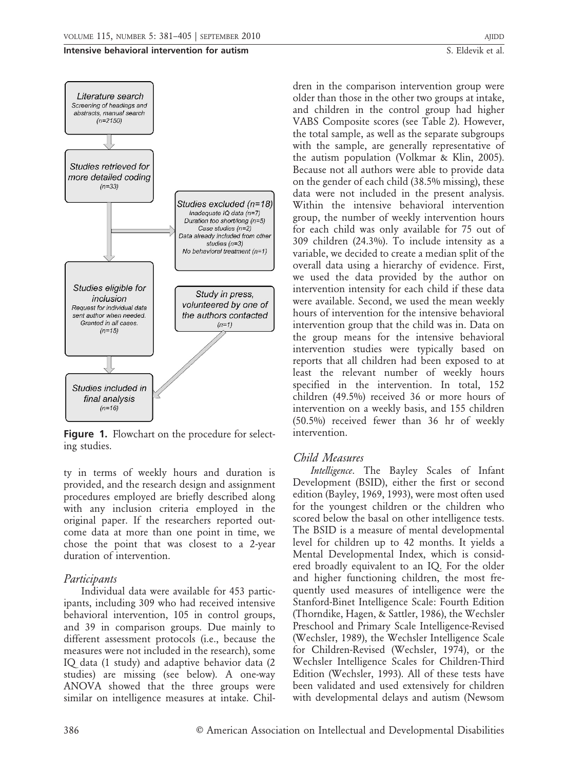Literature search
Screening of headings and abstracts, manual search
(n=2150)

Studies retrieved for more detailed coding
(n=33)

Studies excluded (n=18)
Inadequate IQ data (n=7)
Duration too short/long (n=5)
Case studies (n=2)
Data already included from other studies (n=3)
No behavioral treatment (n=1)

Studies eligible for inclusion
Request for individual data sent author when needed. Granted in all cases.
(n=15)

Study in press, volunteered by one of the authors contacted
(n=1)

Studies included in final analysis
(n=16)

**Figure 1.** Flowchart on the procedure for selecting studies.

ty in terms of weekly hours and duration is provided, and the research design and assignment procedures employed are briefly described along with any inclusion criteria employed in the original paper. If the researchers reported outcome data at more than one point in time, we chose the point that was closest to a 2-year duration of intervention.

### *Participants*

Individual data were available for 453 participants, including 309 who had received intensive behavioral intervention, 105 in control groups, and 39 in comparison groups. Due mainly to different assessment protocols (i.e., because the measures were not included in the research), some IQ data (1 study) and adaptive behavior data (2 studies) are missing (see below). A one-way ANOVA showed that the three groups were similar on intelligence measures at intake. Children in the comparison intervention group were older than those in the other two groups at intake, and children in the control group had higher VABS Composite scores (see Table 2). However, the total sample, as well as the separate subgroups with the sample, are generally representative of the autism population (Volkmar & Klin, 2005). Because not all authors were able to provide data on the gender of each child (38.5% missing), these data were not included in the present analysis. Within the intensive behavioral intervention group, the number of weekly intervention hours for each child was only available for 75 out of 309 children (24.3%). To include intensity as a variable, we decided to create a median split of the overall data using a hierarchy of evidence. First, we used the data provided by the author on intervention intensity for each child if these data were available. Second, we used the mean weekly hours of intervention for the intensive behavioral intervention group that the child was in. Data on the group means for the intensive behavioral intervention studies were typically based on reports that all children had been exposed to at least the relevant number of weekly hours specified in the intervention. In total, 152 children (49.5%) received 36 or more hours of intervention on a weekly basis, and 155 children (50.5%) received fewer than 36 hr of weekly intervention.

### *Child Measures*

*Intelligence*. The Bayley Scales of Infant Development (BSID), either the first or second edition (Bayley, 1969, 1993), were most often used for the youngest children or the children who scored below the basal on other intelligence tests. The BSID is a measure of mental developmental level for children up to 42 months. It yields a Mental Developmental Index, which is considered broadly equivalent to an IQ. For the older and higher functioning children, the most frequently used measures of intelligence were the Stanford-Binet Intelligence Scale: Fourth Edition (Thorndike, Hagen, & Sattler, 1986), the Wechsler Preschool and Primary Scale Intelligence-Revised (Wechsler, 1989), the Wechsler Intelligence Scale for Children-Revised (Wechsler, 1974), or the Wechsler Intelligence Scales for Children-Third Edition (Wechsler, 1993). All of these tests have been validated and used extensively for children with developmental delays and autism (Newsom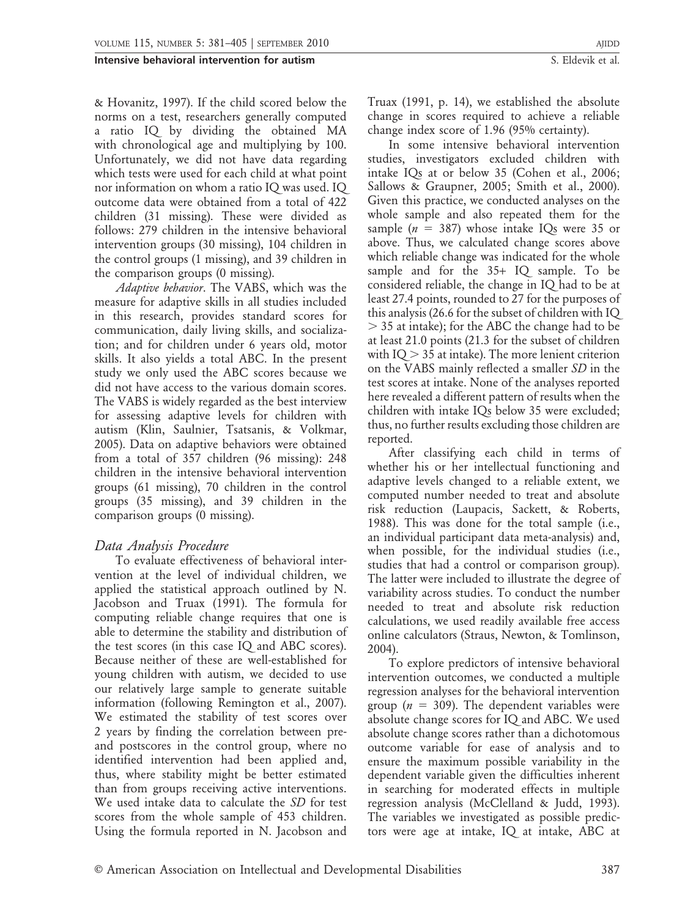& Hovanitz, 1997). If the child scored below the norms on a test, researchers generally computed a ratio IQ by dividing the obtained MA with chronological age and multiplying by 100. Unfortunately, we did not have data regarding which tests were used for each child at what point nor information on whom a ratio IQ was used. IQ outcome data were obtained from a total of 422 children (31 missing). These were divided as follows: 279 children in the intensive behavioral intervention groups (30 missing), 104 children in the control groups (1 missing), and 39 children in the comparison groups (0 missing).

*Adaptive behavior*. The VABS, which was the measure for adaptive skills in all studies included in this research, provides standard scores for communication, daily living skills, and socialization; and for children under 6 years old, motor skills. It also yields a total ABC. In the present study we only used the ABC scores because we did not have access to the various domain scores. The VABS is widely regarded as the best interview for assessing adaptive levels for children with autism (Klin, Saulnier, Tsatsanis, & Volkmar, 2005). Data on adaptive behaviors were obtained from a total of 357 children (96 missing): 248 children in the intensive behavioral intervention groups (61 missing), 70 children in the control groups (35 missing), and 39 children in the comparison groups (0 missing).

## *Data Analysis Procedure*

To evaluate effectiveness of behavioral intervention at the level of individual children, we applied the statistical approach outlined by N. Jacobson and Truax (1991). The formula for computing reliable change requires that one is able to determine the stability and distribution of the test scores (in this case IQ and ABC scores). Because neither of these are well-established for young children with autism, we decided to use our relatively large sample to generate suitable information (following Remington et al., 2007). We estimated the stability of test scores over 2 years by finding the correlation between pre- and postscores in the control group, where no identified intervention had been applied and, thus, where stability might be better estimated than from groups receiving active interventions. We used intake data to calculate the *SD* for test scores from the whole sample of 453 children. Using the formula reported in N. Jacobson and Truax (1991, p. 14), we established the absolute change in scores required to achieve a reliable change index score of 1.96 (95% certainty).

In some intensive behavioral intervention studies, investigators excluded children with intake IQs at or below 35 (Cohen et al., 2006; Sallows & Graupner, 2005; Smith et al., 2000). Given this practice, we conducted analyses on the whole sample and also repeated them for the sample ($n$ = 387) whose intake IQs were 35 or above. Thus, we calculated change scores above which reliable change was indicated for the whole sample and for the 35+ IQ sample. To be considered reliable, the change in IQ had to be at least 27.4 points, rounded to 27 for the purposes of this analysis (26.6 for the subset of children with IQ > 35 at intake); for the ABC the change had to be at least 21.0 points (21.3 for the subset of children with IQ > 35 at intake). The more lenient criterion on the VABS mainly reflected a smaller *SD* in the test scores at intake. None of the analyses reported here revealed a different pattern of results when the children with intake IQs below 35 were excluded; thus, no further results excluding those children are reported.

After classifying each child in terms of whether his or her intellectual functioning and adaptive levels changed to a reliable extent, we computed number needed to treat and absolute risk reduction (Laupacis, Sackett, & Roberts, 1988). This was done for the total sample (i.e., an individual participant data meta-analysis) and, when possible, for the individual studies (i.e., studies that had a control or comparison group). The latter were included to illustrate the degree of variability across studies. To conduct the number needed to treat and absolute risk reduction calculations, we used readily available free access online calculators (Straus, Newton, & Tomlinson, 2004).

To explore predictors of intensive behavioral intervention outcomes, we conducted a multiple regression analyses for the behavioral intervention group ($n$ = 309). The dependent variables were absolute change scores for IQ and ABC. We used absolute change scores rather than a dichotomous outcome variable for ease of analysis and to ensure the maximum possible variability in the dependent variable given the difficulties inherent in searching for moderated effects in multiple regression analysis (McClelland & Judd, 1993). The variables we investigated as possible predictors were age at intake, IQ at intake, ABC at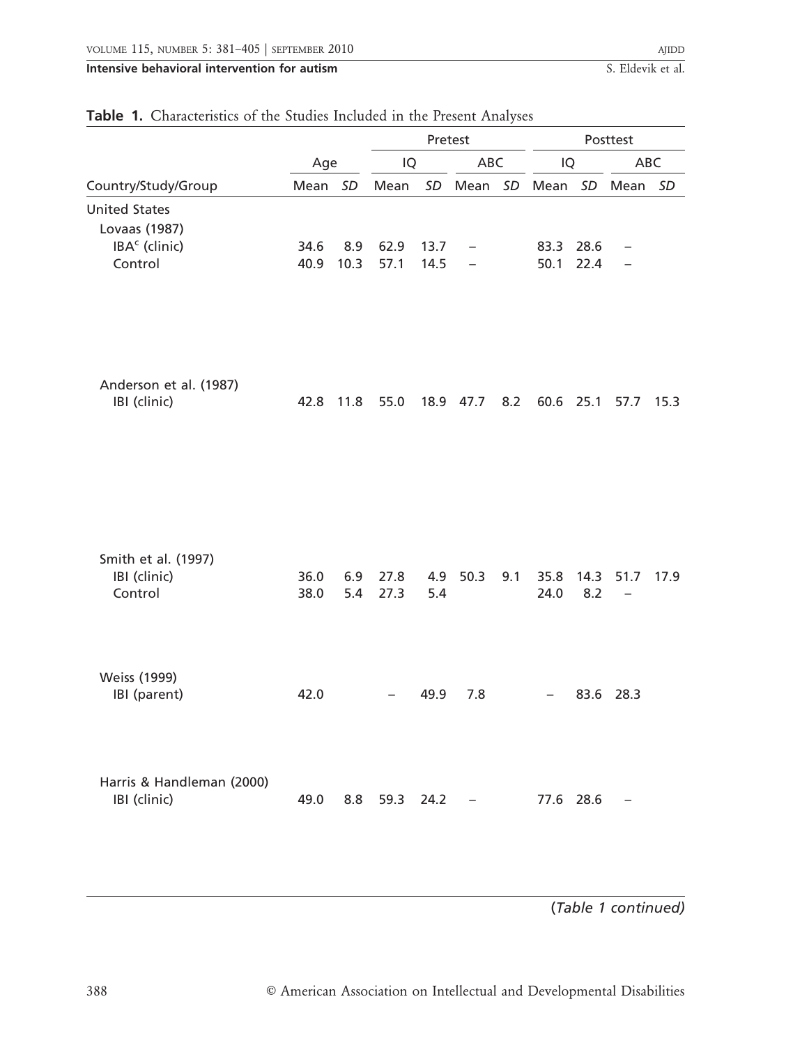**Table 1.** Characteristics of the Studies Included in the Present Analyses

| | | | Pretest | | | | Posttest | | | |
|---|---|---|---|---|---|---|---|---|---|---|
| | Age | | IQ | | ABC | | IQ | | ABC | |
| Country/Study/Group | Mean | *SD* | Mean | *SD* | Mean | *SD* | Mean | *SD* | Mean | *SD* |
| United States | | | | | | | | | | |
| Lovaas (1987) | | | | | | | | | | |
| IBA[c] (clinic) | 34.6 | 8.9 | 62.9 | 13.7 | – | | 83.3 | 28.6 | – | |
| Control | 40.9 | 10.3 | 57.1 | 14.5 | – | | 50.1 | 22.4 | – | |
| Anderson et al. (1987) | | | | | | | | | | |
| IBI (clinic) | 42.8 | 11.8 | 55.0 | 18.9 | 47.7 | 8.2 | 60.6 | 25.1 | 57.7 | 15.3 |
| Smith et al. (1997) | | | | | | | | | | |
| IBI (clinic) | 36.0 | 6.9 | 27.8 | 4.9 | 50.3 | 9.1 | 35.8 | 14.3 | 51.7 | 17.9 |
| Control | 38.0 | 5.4 | 27.3 | 5.4 | | | 24.0 | 8.2 | – | |
| Weiss (1999) | | | | | | | | | | |
| IBI (parent) | 42.0 | | – | 49.9 | 7.8 | | – | 83.6 | 28.3 | |
| Harris & Handleman (2000) | | | | | | | | | | |
| IBI (clinic) | 49.0 | 8.8 | 59.3 | 24.2 | – | | 77.6 | 28.6 | – | |

(*Table 1 continued*)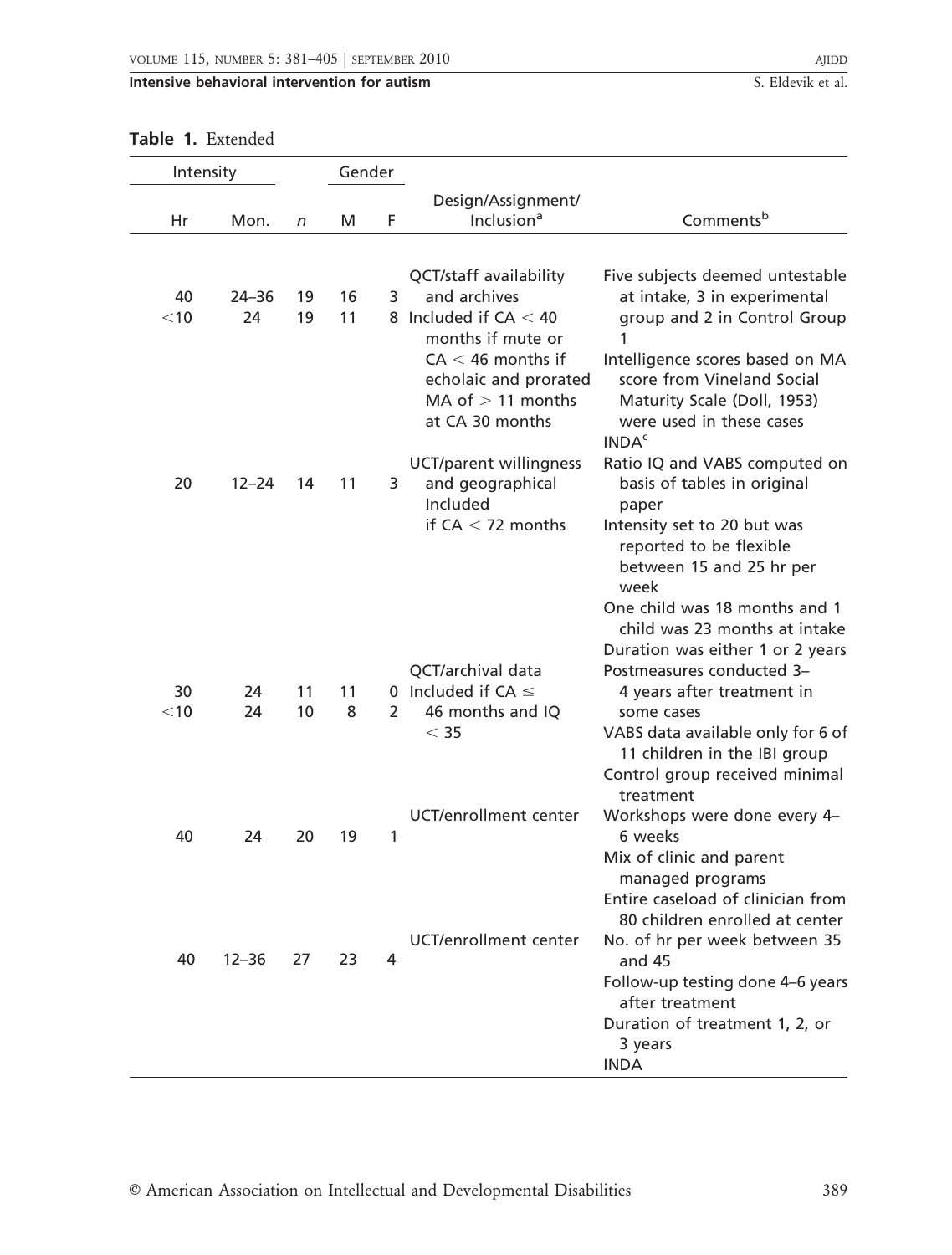**Table 1.** Extended

| Intensity | | | Gender | | | |
|---|---|---|---|---|---|---|
| Hr | Mon. | *n* | M | F | Design/Assignment/ Inclusion[a] | Comments[b] |
| 40 | 24–36 | 19 | 16 | 3 | QCT/staff availability and archives | Five subjects deemed untestable at intake, 3 in experimental group and 2 in Control Group 1 |
| <10 | 24 | 19 | 11 | 8 | Included if CA < 40 months if mute or CA < 46 months if echolaic and prorated MA of > 11 months at CA 30 months | Intelligence scores based on MA score from Vineland Social Maturity Scale (Doll, 1953) were used in these cases INDA[c] |
| 20 | 12–24 | 14 | 11 | 3 | UCT/parent willingness and geographical Included if CA < 72 months | Ratio IQ and VABS computed on basis of tables in original paper<br>Intensity set to 20 but was reported to be flexible between 15 and 25 hr per week<br>One child was 18 months and 1 child was 23 months at intake<br>Duration was either 1 or 2 years |
| 30 | 24 | 11 | 11 | 0 | QCT/archival data Included if CA ≤ 46 months and IQ < 35 | Postmeasures conducted 3–4 years after treatment in some cases<br>VABS data available only for 6 of 11 children in the IBI group |
| <10 | 24 | 10 | 8 | 2 | | Control group received minimal treatment |
| 40 | 24 | 20 | 19 | 1 | UCT/enrollment center | Workshops were done every 4–6 weeks<br>Mix of clinic and parent managed programs<br>Entire caseload of clinician from 80 children enrolled at center |
| 40 | 12–36 | 27 | 23 | 4 | UCT/enrollment center | No. of hr per week between 35 and 45<br>Follow-up testing done 4–6 years after treatment<br>Duration of treatment 1, 2, or 3 years<br>INDA |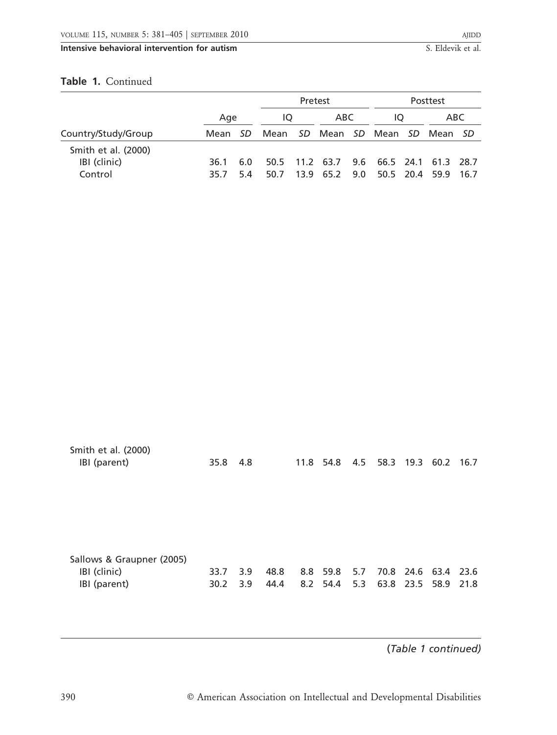**Table 1.** Continued

| | Age | | Pretest | | | | Posttest | | | |
|---|---|---|---|---|---|---|---|---|---|---|
| | | | IQ | | ABC | | IQ | | ABC | |
| Country/Study/Group | Mean | *SD* | Mean | *SD* | Mean | *SD* | Mean | *SD* | Mean | *SD* |
| Smith et al. (2000) | | | | | | | | | | |
| IBI (clinic) | 36.1 | 6.0 | 50.5 | 11.2 | 63.7 | 9.6 | 66.5 | 24.1 | 61.3 | 28.7 |
| Control | 35.7 | 5.4 | 50.7 | 13.9 | 65.2 | 9.0 | 50.5 | 20.4 | 59.9 | 16.7 |
| Smith et al. (2000) | | | | | | | | | | |
| IBI (parent) | 35.8 | 4.8 | | 11.8 | 54.8 | 4.5 | 58.3 | 19.3 | 60.2 | 16.7 |
| Sallows & Graupner (2005) | | | | | | | | | | |
| IBI (clinic) | 33.7 | 3.9 | 48.8 | 8.8 | 59.8 | 5.7 | 70.8 | 24.6 | 63.4 | 23.6 |
| IBI (parent) | 30.2 | 3.9 | 44.4 | 8.2 | 54.4 | 5.3 | 63.8 | 23.5 | 58.9 | 21.8 |

(*Table 1 continued)*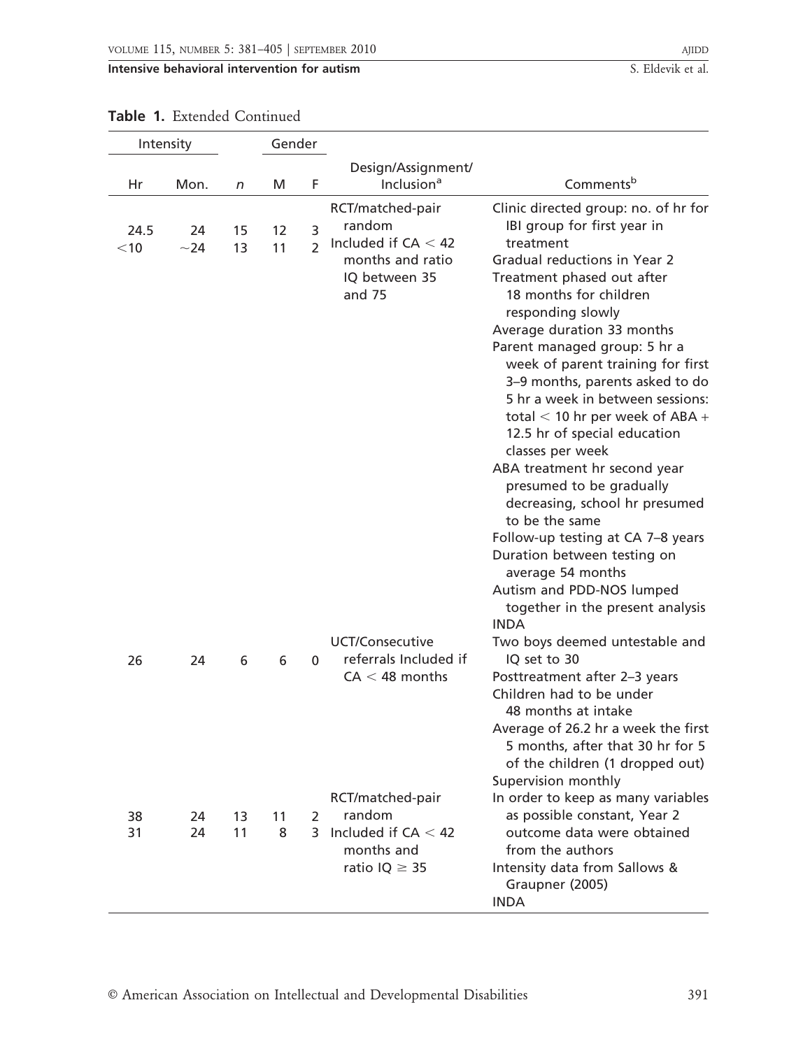**Table 1.** Extended Continued

| Intensity | | | Gender | | | |
|---|---|---|---|---|---|---|
| Hr | Mon. | *n* | M | F | Design/Assignment/ Inclusion[a] | Comments[b] |
| 24.5<br><10 | 24<br>~24 | 15<br>13 | 12<br>11 | 3<br>2 | RCT/matched-pair random Included if CA < 42 months and ratio IQ between 35 and 75 | Clinic directed group: no. of hr for IBI group for first year in treatment<br>Gradual reductions in Year 2<br>Treatment phased out after 18 months for children responding slowly<br>Average duration 33 months<br>Parent managed group: 5 hr a week of parent training for first 3–9 months, parents asked to do 5 hr a week in between sessions: total < 10 hr per week of ABA + 12.5 hr of special education classes per week<br>ABA treatment hr second year presumed to be gradually decreasing, school hr presumed to be the same<br>Follow-up testing at CA 7–8 years<br>Duration between testing on average 54 months<br>Autism and PDD-NOS lumped together in the present analysis<br>INDA |
| 26 | 24 | 6 | 6 | 0 | UCT/Consecutive referrals Included if CA < 48 months | Two boys deemed untestable and IQ set to 30<br>Posttreatment after 2–3 years<br>Children had to be under 48 months at intake<br>Average of 26.2 hr a week the first 5 months, after that 30 hr for 5 of the children (1 dropped out)<br>Supervision monthly |
| 38<br>31 | 24<br>24 | 13<br>11 | 11<br>8 | 2<br>3 | RCT/matched-pair random Included if CA < 42 months and ratio IQ ≥ 35 | In order to keep as many variables as possible constant, Year 2 outcome data were obtained from the authors<br>Intensity data from Sallows & Graupner (2005)<br>INDA |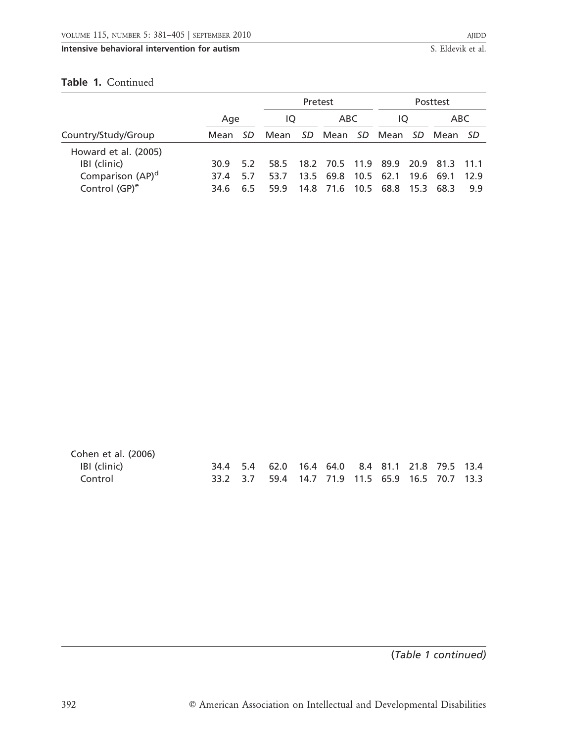**Table 1.** Continued

| Country/Study/Group | Age | | Pretest | | | | Posttest | | | |
|---|---|---|---|---|---|---|---|---|---|---|
| | | | IQ | | ABC | | IQ | | ABC | |
| | Mean | *SD* | Mean | *SD* | Mean | *SD* | Mean | *SD* | Mean | *SD* |
| Howard et al. (2005) | | | | | | | | | | |
| IBI (clinic) | 30.9 | 5.2 | 58.5 | 18.2 | 70.5 | 11.9 | 89.9 | 20.9 | 81.3 | 11.1 |
| Comparison (AP)[d] | 37.4 | 5.7 | 53.7 | 13.5 | 69.8 | 10.5 | 62.1 | 19.6 | 69.1 | 12.9 |
| Control (GP)[e] | 34.6 | 6.5 | 59.9 | 14.8 | 71.6 | 10.5 | 68.8 | 15.3 | 68.3 | 9.9 |
| Cohen et al. (2006) | | | | | | | | | | |
| IBI (clinic) | 34.4 | 5.4 | 62.0 | 16.4 | 64.0 | 8.4 | 81.1 | 21.8 | 79.5 | 13.4 |
| Control | 33.2 | 3.7 | 59.4 | 14.7 | 71.9 | 11.5 | 65.9 | 16.5 | 70.7 | 13.3 |

(*Table 1 continued*)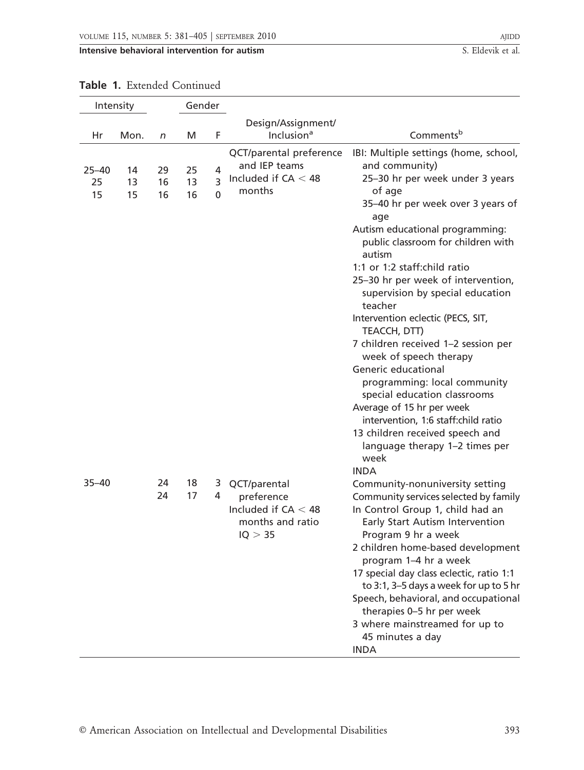**Table 1.** Extended Continued

| Intensity | | | Gender | | | |
|---|---|---|---|---|---|---|
| Hr | Mon. | *n* | M | F | Design/Assignment/ Inclusion[a] | Comments[b] |
| 25–40<br>25<br>15 | 14<br>13<br>15 | 29<br>16<br>16 | 25<br>13<br>16 | 4<br>3<br>0 | QCT/parental preference and IEP teams<br>Included if CA < 48 months | IBI: Multiple settings (home, school, and community)<br>25–30 hr per week under 3 years of age<br>35–40 hr per week over 3 years of age<br>Autism educational programming: public classroom for children with autism<br>1:1 or 1:2 staff:child ratio<br>25–30 hr per week of intervention, supervision by special education teacher<br>Intervention eclectic (PECS, SIT, TEACCH, DTT)<br>7 children received 1–2 session per week of speech therapy<br>Generic educational programming: local community special education classrooms<br>Average of 15 hr per week intervention, 1:6 staff:child ratio<br>13 children received speech and language therapy 1–2 times per week<br>INDA |
| 35–40 | | 24<br>24 | 18<br>17 | 3<br>4 | QCT/parental preference<br>Included if CA < 48 months and ratio IQ > 35 | Community-nonuniversity setting<br>Community services selected by family<br>In Control Group 1, child had an Early Start Autism Intervention Program 9 hr a week<br>2 children home-based development program 1–4 hr a week<br>17 special day class eclectic, ratio 1:1 to 3:1, 3–5 days a week for up to 5 hr<br>Speech, behavioral, and occupational therapies 0–5 hr per week<br>3 where mainstreamed for up to 45 minutes a day<br>INDA |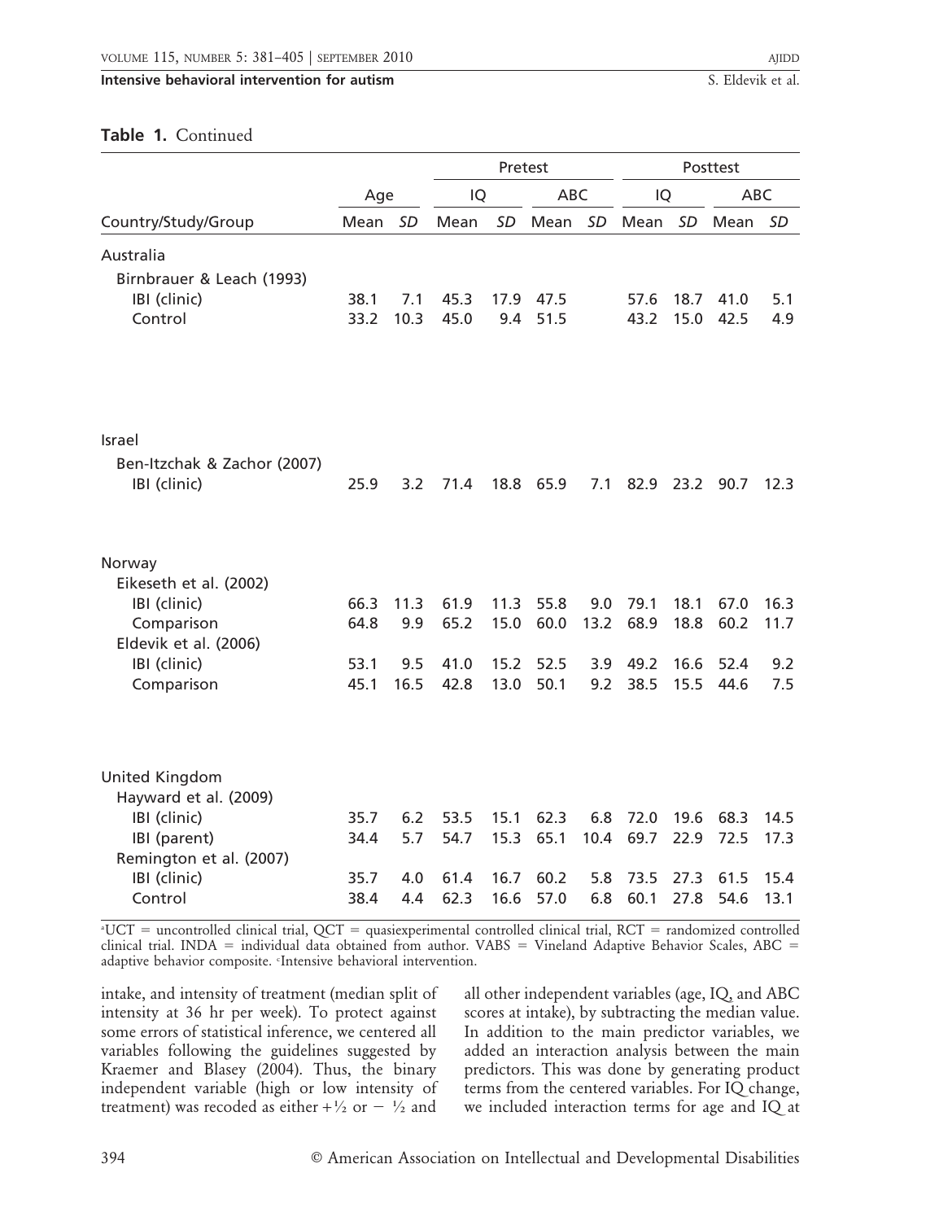**Table 1.** Continued

| Country/Study/Group | Age | | Pretest | | | | Posttest | | | |
|---|---|---|---|---|---|---|---|---|---|---|
| | | | IQ | | ABC | | IQ | | ABC | |
| | Mean | SD | Mean | SD | Mean | SD | Mean | SD | Mean | SD |
| Australia | | | | | | | | | | |
| Birnbrauer & Leach (1993) | | | | | | | | | | |
| IBI (clinic) | 38.1 | 7.1 | 45.3 | 17.9 | 47.5 | | 57.6 | 18.7 | 41.0 | 5.1 |
| Control | 33.2 | 10.3 | 45.0 | 9.4 | 51.5 | | 43.2 | 15.0 | 42.5 | 4.9 |
| Israel | | | | | | | | | | |
| Ben-Itzchak & Zachor (2007) | | | | | | | | | | |
| IBI (clinic) | 25.9 | 3.2 | 71.4 | 18.8 | 65.9 | 7.1 | 82.9 | 23.2 | 90.7 | 12.3 |
| Norway | | | | | | | | | | |
| Eikeseth et al. (2002) | | | | | | | | | | |
| IBI (clinic) | 66.3 | 11.3 | 61.9 | 11.3 | 55.8 | 9.0 | 79.1 | 18.1 | 67.0 | 16.3 |
| Comparison | 64.8 | 9.9 | 65.2 | 15.0 | 60.0 | 13.2 | 68.9 | 18.8 | 60.2 | 11.7 |
| Eldevik et al. (2006) | | | | | | | | | | |
| IBI (clinic) | 53.1 | 9.5 | 41.0 | 15.2 | 52.5 | 3.9 | 49.2 | 16.6 | 52.4 | 9.2 |
| Comparison | 45.1 | 16.5 | 42.8 | 13.0 | 50.1 | 9.2 | 38.5 | 15.5 | 44.6 | 7.5 |
| United Kingdom | | | | | | | | | | |
| Hayward et al. (2009) | | | | | | | | | | |
| IBI (clinic) | 35.7 | 6.2 | 53.5 | 15.1 | 62.3 | 6.8 | 72.0 | 19.6 | 68.3 | 14.5 |
| IBI (parent) | 34.4 | 5.7 | 54.7 | 15.3 | 65.1 | 10.4 | 69.7 | 22.9 | 72.5 | 17.3 |
| Remington et al. (2007) | | | | | | | | | | |
| IBI (clinic) | 35.7 | 4.0 | 61.4 | 16.7 | 60.2 | 5.8 | 73.5 | 27.3 | 61.5 | 15.4 |
| Control | 38.4 | 4.4 | 62.3 | 16.6 | 57.0 | 6.8 | 60.1 | 27.8 | 54.6 | 13.1 |

[a]UCT = uncontrolled clinical trial, QCT = quasiexperimental controlled clinical trial, RCT = randomized controlled clinical trial. INDA = individual data obtained from author. VABS = Vineland Adaptive Behavior Scales, ABC = adaptive behavior composite. [c]Intensive behavioral intervention.

intake, and intensity of treatment (median split of intensity at 36 hr per week). To protect against some errors of statistical inference, we centered all variables following the guidelines suggested by Kraemer and Blasey (2004). Thus, the binary independent variable (high or low intensity of treatment) was recoded as either $+\frac{1}{2}$ or $-\frac{1}{2}$ and all other independent variables (age, IQ, and ABC scores at intake), by subtracting the median value. In addition to the main predictor variables, we added an interaction analysis between the main predictors. This was done by generating product terms from the centered variables. For IQ change, we included interaction terms for age and IQ at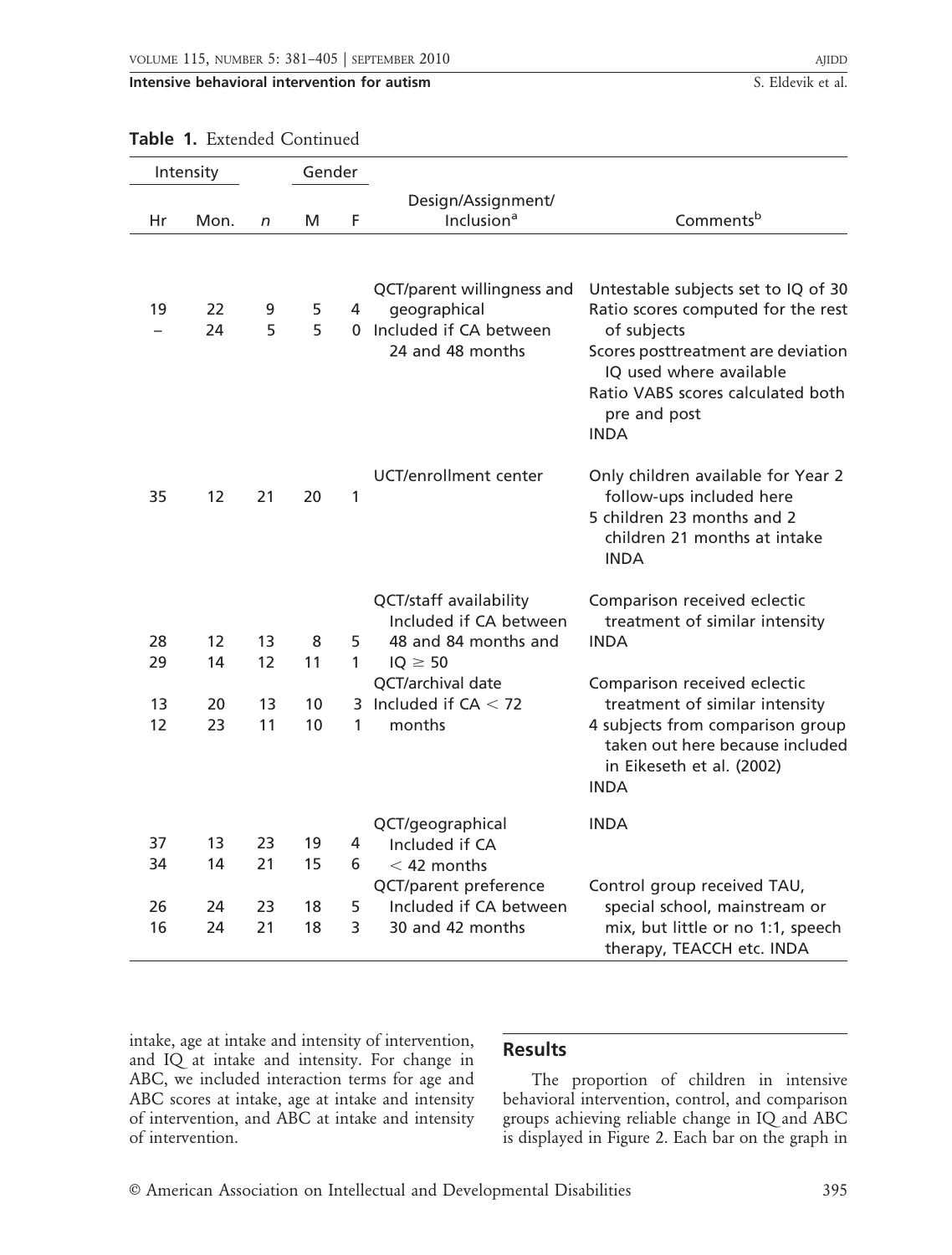**Table 1.** Extended Continued

| Intensity | | | Gender | | | |
|---|---|---|---|---|---|---|
| Hr | Mon. | *n* | M | F | Design/Assignment/ Inclusion[a] | Comments[b] |
| 19<br>– | 22<br>24 | 9<br>5 | 5<br>5 | 4<br>0 | QCT/parent willingness and geographical<br>Included if CA between 24 and 48 months | Untestable subjects set to IQ of 30<br>Ratio scores computed for the rest of subjects<br>Scores posttreatment are deviation IQ used where available<br>Ratio VABS scores calculated both pre and post<br>INDA |
| 35 | 12 | 21 | 20 | 1 | UCT/enrollment center | Only children available for Year 2 follow-ups included here<br>5 children 23 months and 2 children 21 months at intake<br>INDA |
| 28<br>29 | 12<br>14 | 13<br>12 | 8<br>11 | 5<br>1 | QCT/staff availability<br>Included if CA between 48 and 84 months and IQ ≥ 50 | Comparison received eclectic treatment of similar intensity<br>INDA |
| 13<br>12 | 20<br>23 | 13<br>11 | 10<br>10 | 3<br>1 | QCT/archival date<br>Included if CA < 72 months | Comparison received eclectic treatment of similar intensity<br>4 subjects from comparison group taken out here because included in Eikeseth et al. (2002)<br>INDA |
| 37<br>34 | 13<br>14 | 23<br>21 | 19<br>15 | 4<br>6 | QCT/geographical<br>Included if CA < 42 months | INDA |
| 26<br>16 | 24<br>24 | 23<br>21 | 18<br>18 | 5<br>3 | QCT/parent preference<br>Included if CA between 30 and 42 months | Control group received TAU, special school, mainstream or mix, but little or no 1:1, speech therapy, TEACCH etc. INDA |

intake, age at intake and intensity of intervention, and IQ at intake and intensity. For change in ABC, we included interaction terms for age and ABC scores at intake, age at intake and intensity of intervention, and ABC at intake and intensity of intervention.

## Results

The proportion of children in intensive behavioral intervention, control, and comparison groups achieving reliable change in IQ and ABC is displayed in Figure 2. Each bar on the graph in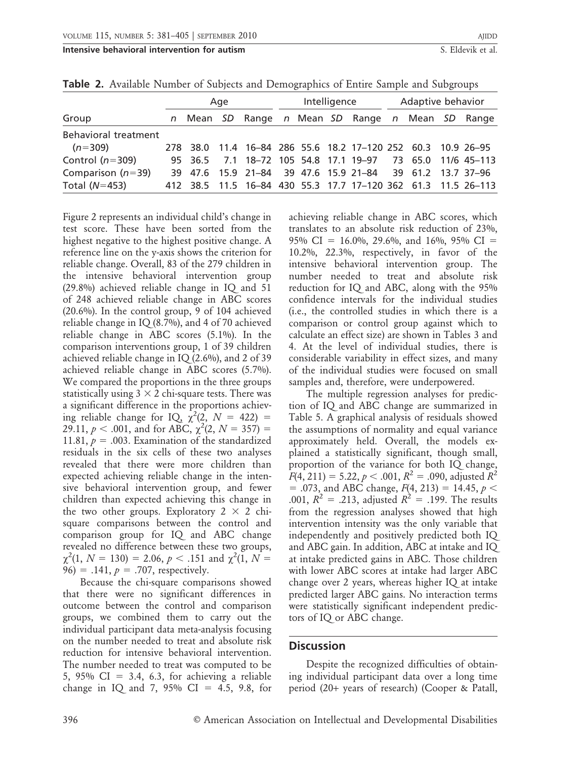**Table 2.** Available Number of Subjects and Demographics of Entire Sample and Subgroups

| Group | Age | | | | Intelligence | | | | Adaptive behavior | | | |
|---|---|---|---|---|---|---|---|---|---|---|---|---|
| | *n* | Mean | *SD* | Range | *n* | Mean | *SD* | Range | *n* | Mean | *SD* | Range |
| Behavioral treatment ($n = 309$) | 278 | 38.0 | 11.4 | 16–84 | 286 | 55.6 | 18.2 | 17–120 | 252 | 60.3 | 10.9 | 26–95 |
| Control ($n = 309$) | 95 | 36.5 | 7.1 | 18–72 | 105 | 54.8 | 17.1 | 19–97 | 73 | 65.0 | 11/6 | 45–113 |
| Comparison ($n = 39$) | 39 | 47.6 | 15.9 | 21–84 | 39 | 47.6 | 15.9 | 21–84 | 39 | 61.2 | 13.7 | 37–96 |
| Total ($N = 453$) | 412 | 38.5 | 11.5 | 16–84 | 430 | 55.3 | 17.7 | 17–120 | 362 | 61.3 | 11.5 | 26–113 |

Figure 2 represents an individual child's change in test score. These have been sorted from the highest negative to the highest positive change. A reference line on the y-axis shows the criterion for reliable change. Overall, 83 of the 279 children in the intensive behavioral intervention group (29.8%) achieved reliable change in IQ and 51 of 248 achieved reliable change in ABC scores (20.6%). In the control group, 9 of 104 achieved reliable change in IQ (8.7%), and 4 of 70 achieved reliable change in ABC scores (5.1%). In the comparison interventions group, 1 of 39 children achieved reliable change in IQ (2.6%), and 2 of 39 achieved reliable change in ABC scores (5.7%). We compared the proportions in the three groups statistically using $3 \times 2$ chi-square tests. There was a significant difference in the proportions achieving reliable change for IQ, $\chi^2(2, N = 422) = 29.11$, $p < .001$, and for ABC, $\chi^2(2, N = 357) = 11.81$, $p = .003$. Examination of the standardized residuals in the six cells of these two analyses revealed that there were more children than expected achieving reliable change in the intensive behavioral intervention group, and fewer children than expected achieving this change in the two other groups. Exploratory $2 \times 2$ chi-square comparisons between the control and comparison group for IQ and ABC change revealed no difference between these two groups, $\chi^2(1, N = 130) = 2.06$, $p < .151$ and $\chi^2(1, N = 96) = .141$, $p = .707$, respectively.

Because the chi-square comparisons showed that there were no significant differences in outcome between the control and comparison groups, we combined them to carry out the individual participant data meta-analysis focusing on the number needed to treat and absolute risk reduction for intensive behavioral intervention. The number needed to treat was computed to be 5, 95% CI = 3.4, 6.3, for achieving a reliable change in IQ and 7, 95% CI = 4.5, 9.8, for achieving reliable change in ABC scores, which translates to an absolute risk reduction of 23%, 95% CI = 16.0%, 29.6%, and 16%, 95% CI = 10.2%, 22.3%, respectively, in favor of the intensive behavioral intervention group. The number needed to treat and absolute risk reduction for IQ and ABC, along with the 95% confidence intervals for the individual studies (i.e., the controlled studies in which there is a comparison or control group against which to calculate an effect size) are shown in Tables 3 and 4. At the level of individual studies, there is considerable variability in effect sizes, and many of the individual studies were focused on small samples and, therefore, were underpowered.

The multiple regression analyses for prediction of IQ and ABC change are summarized in Table 5. A graphical analysis of residuals showed the assumptions of normality and equal variance approximately held. Overall, the models explained a statistically significant, though small, proportion of the variance for both IQ change, $F(4, 211) = 5.22$, $p < .001$, $R^2 = .090$, adjusted $R^2 = .073$, and ABC change, $F(4, 213) = 14.45$, $p < .001$, $R^2 = .213$, adjusted $R^2 = .199$. The results from the regression analyses showed that high intervention intensity was the only variable that independently and positively predicted both IQ and ABC gain. In addition, ABC at intake and IQ at intake predicted gains in ABC. Those children with lower ABC scores at intake had larger ABC change over 2 years, whereas higher IQ at intake predicted larger ABC gains. No interaction terms were statistically significant independent predictors of IQ or ABC change.

## Discussion

Despite the recognized difficulties of obtaining individual participant data over a long time period (20+ years of research) (Cooper & Patall,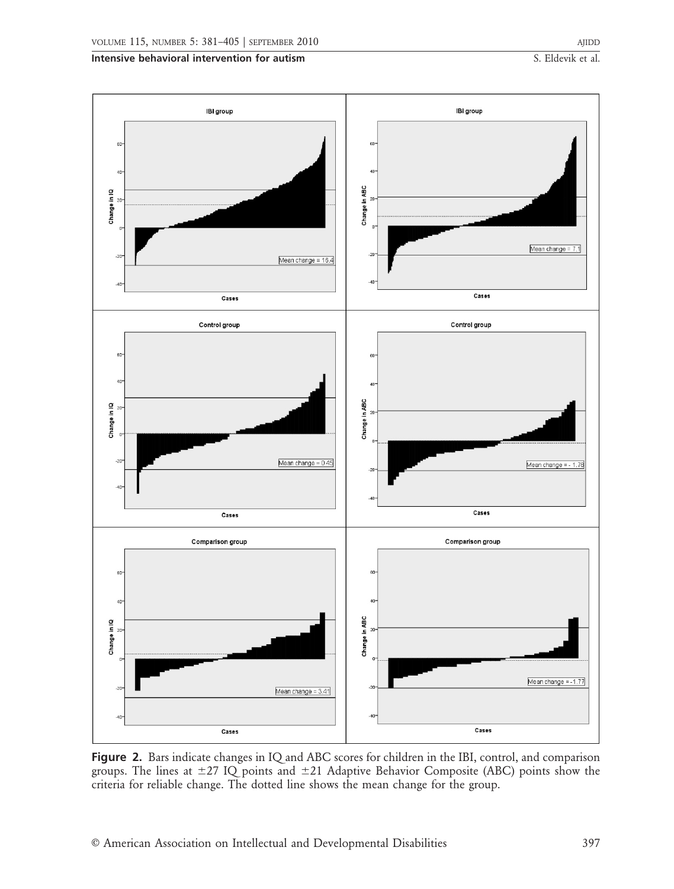**Figure 2.** Bars indicate changes in IQ and ABC scores for children in the IBI, control, and comparison groups. The lines at ±27 IQ points and ±21 Adaptive Behavior Composite (ABC) points show the criteria for reliable change. The dotted line shows the mean change for the group.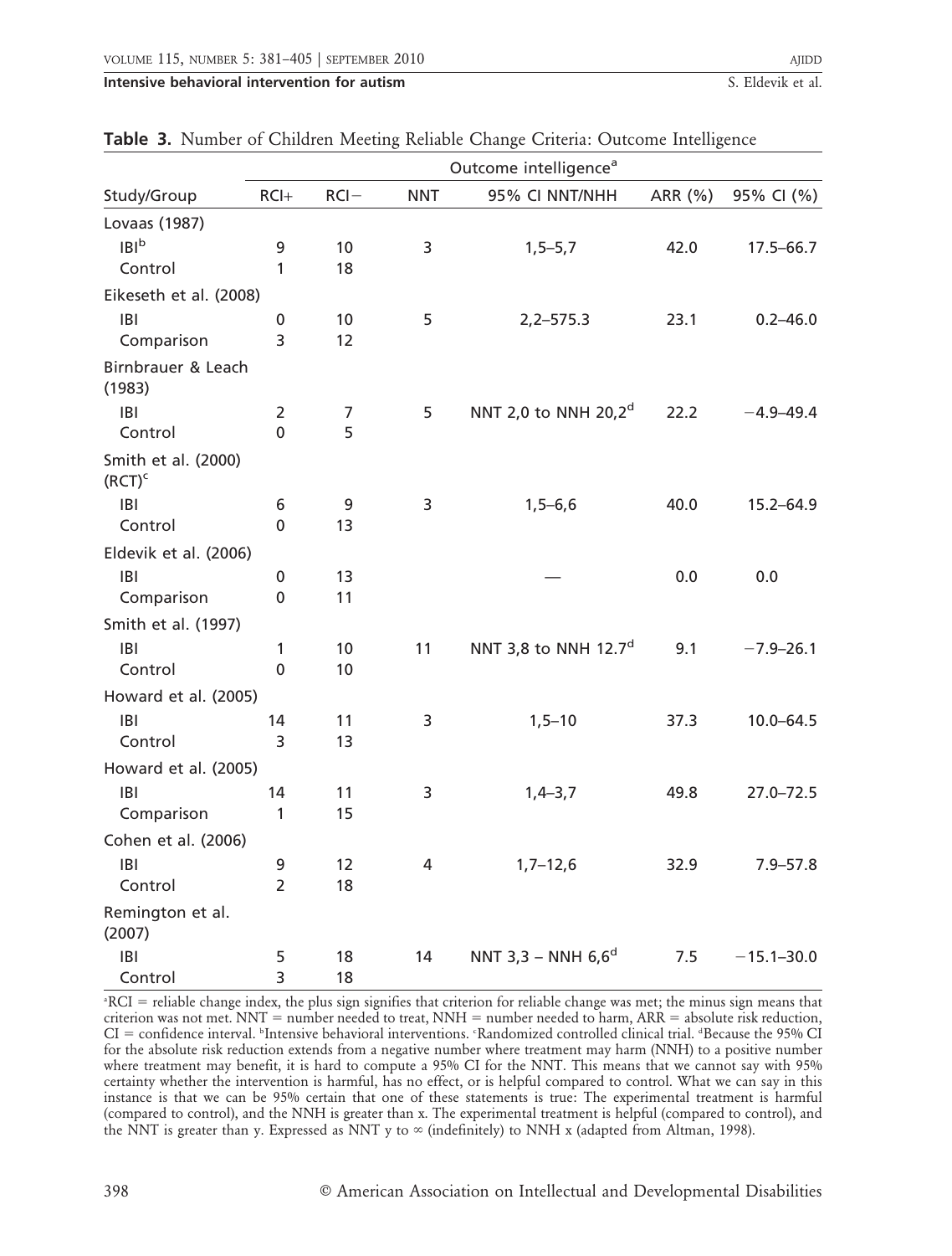**Table 3.** Number of Children Meeting Reliable Change Criteria: Outcome Intelligence

| Study/Group | Outcome intelligence[a] | | | | | |
|---|---|---|---|---|---|---|
| | RCI+ | RCI− | NNT | 95% CI NNT/NHH | ARR (%) | 95% CI (%) |
| Lovaas (1987) | | | | | | |
| IBI[b] | 9 | 10 | 3 | 1,5–5,7 | 42.0 | 17.5–66.7 |
| Control | 1 | 18 | | | | |
| Eikeseth et al. (2008) | | | | | | |
| IBI | 0 | 10 | 5 | 2,2–575.3 | 23.1 | 0.2–46.0 |
| Comparison | 3 | 12 | | | | |
| Birnbrauer & Leach (1983) | | | | | | |
| IBI | 2 | 7 | 5 | NNT 2,0 to NNH 20,2[d] | 22.2 | −4.9–49.4 |
| Control | 0 | 5 | | | | |
| Smith et al. (2000) (RCT)[c] | | | | | | |
| IBI | 6 | 9 | 3 | 1,5–6,6 | 40.0 | 15.2–64.9 |
| Control | 0 | 13 | | | | |
| Eldevik et al. (2006) | | | | | | |
| IBI | 0 | 13 | | — | 0.0 | 0.0 |
| Comparison | 0 | 11 | | | | |
| Smith et al. (1997) | | | | | | |
| IBI | 1 | 10 | 11 | NNT 3,8 to NNH 12.7[d] | 9.1 | −7.9–26.1 |
| Control | 0 | 10 | | | | |
| Howard et al. (2005) | | | | | | |
| IBI | 14 | 11 | 3 | 1,5–10 | 37.3 | 10.0–64.5 |
| Control | 3 | 13 | | | | |
| Howard et al. (2005) | | | | | | |
| IBI | 14 | 11 | 3 | 1,4–3,7 | 49.8 | 27.0–72.5 |
| Comparison | 1 | 15 | | | | |
| Cohen et al. (2006) | | | | | | |
| IBI | 9 | 12 | 4 | 1,7–12,6 | 32.9 | 7.9–57.8 |
| Control | 2 | 18 | | | | |
| Remington et al. (2007) | | | | | | |
| IBI | 5 | 18 | 14 | NNT 3,3 – NNH 6,6[d] | 7.5 | −15.1–30.0 |
| Control | 3 | 18 | | | | |

[a]RCI = reliable change index, the plus sign signifies that criterion for reliable change was met; the minus sign means that criterion was not met. NNT = number needed to treat, NNH = number needed to harm, ARR = absolute risk reduction, CI = confidence interval. [b]Intensive behavioral interventions. [c]Randomized controlled clinical trial. [d]Because the 95% CI for the absolute risk reduction extends from a negative number where treatment may harm (NNH) to a positive number where treatment may benefit, it is hard to compute a 95% CI for the NNT. This means that we cannot say with 95% certainty whether the intervention is harmful, has no effect, or is helpful compared to control. What we can say in this instance is that we can be 95% certain that one of these statements is true: The experimental treatment is harmful (compared to control), and the NNH is greater than x. The experimental treatment is helpful (compared to control), and the NNT is greater than y. Expressed as NNT y to ∞ (indefinitely) to NNH x (adapted from Altman, 1998).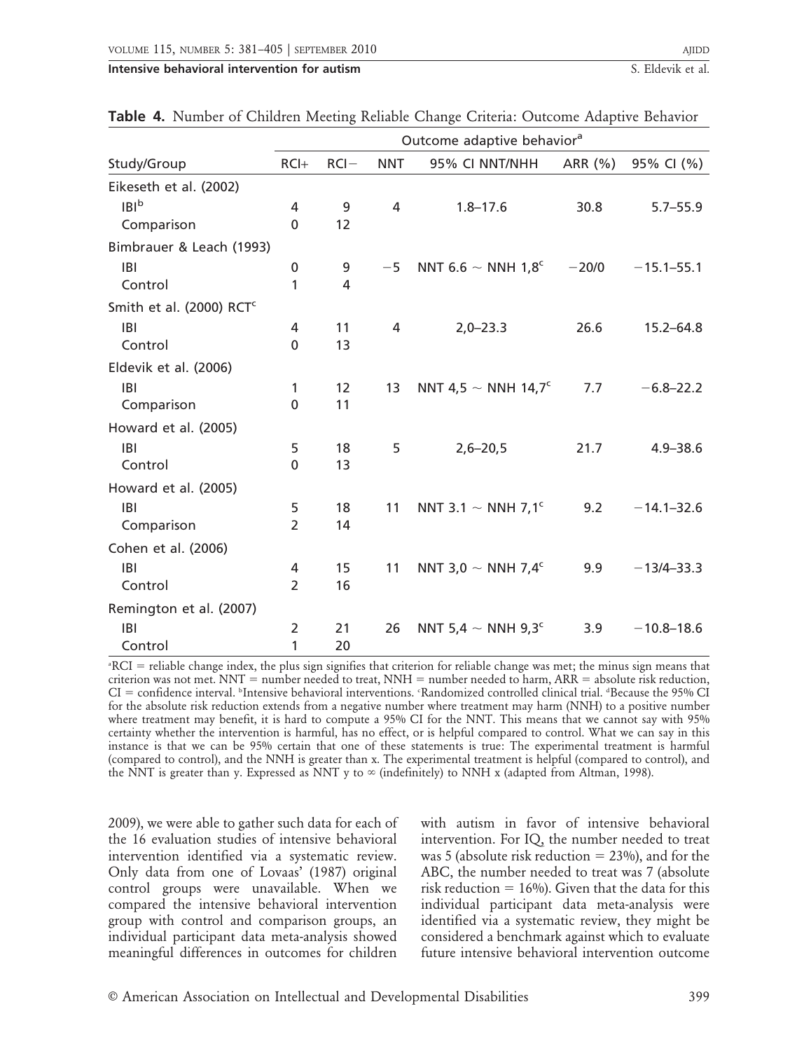**Table 4.** Number of Children Meeting Reliable Change Criteria: Outcome Adaptive Behavior

| Study/Group | Outcome adaptive behavior[a] | | | | | |
|---|---|---|---|---|---|---|
| | RCI+ | RCI− | NNT | 95% CI NNT/NNH | ARR (%) | 95% CI (%) |
| Eikeseth et al. (2002) | | | | | | |
| IBI[b] | 4 | 9 | 4 | 1.8–17.6 | 30.8 | 5.7–55.9 |
| Comparison | 0 | 12 | | | | |
| Bimbrauer & Leach (1993) | | | | | | |
| IBI | 0 | 9 | −5 | NNT 6.6 ~ NNH 1,8[c] | −20/0 | −15.1–55.1 |
| Control | 1 | 4 | | | | |
| Smith et al. (2000) RCT[c] | | | | | | |
| IBI | 4 | 11 | 4 | 2,0–23.3 | 26.6 | 15.2–64.8 |
| Control | 0 | 13 | | | | |
| Eldevik et al. (2006) | | | | | | |
| IBI | 1 | 12 | 13 | NNT 4,5 ~ NNH 14,7[c] | 7.7 | −6.8–22.2 |
| Comparison | 0 | 11 | | | | |
| Howard et al. (2005) | | | | | | |
| IBI | 5 | 18 | 5 | 2,6–20,5 | 21.7 | 4.9–38.6 |
| Control | 0 | 13 | | | | |
| Howard et al. (2005) | | | | | | |
| IBI | 5 | 18 | 11 | NNT 3.1 ~ NNH 7,1[c] | 9.2 | −14.1–32.6 |
| Comparison | 2 | 14 | | | | |
| Cohen et al. (2006) | | | | | | |
| IBI | 4 | 15 | 11 | NNT 3,0 ~ NNH 7,4[c] | 9.9 | −13/4–33.3 |
| Control | 2 | 16 | | | | |
| Remington et al. (2007) | | | | | | |
| IBI | 2 | 21 | 26 | NNT 5,4 ~ NNH 9,3[c] | 3.9 | −10.8–18.6 |
| Control | 1 | 20 | | | | |

[a]RCI = reliable change index, the plus sign signifies that criterion for reliable change was met; the minus sign means that criterion was not met. NNT = number needed to treat, NNH = number needed to harm, ARR = absolute risk reduction, CI = confidence interval. [b]Intensive behavioral interventions. [c]Randomized controlled clinical trial. [d]Because the 95% CI for the absolute risk reduction extends from a negative number where treatment may harm (NNH) to a positive number where treatment may benefit, it is hard to compute a 95% CI for the NNT. This means that we cannot say with 95% certainty whether the intervention is harmful, has no effect, or is helpful compared to control. What we can say in this instance is that we can be 95% certain that one of these statements is true: The experimental treatment is harmful (compared to control), and the NNH is greater than x. The experimental treatment is helpful (compared to control), and the NNT is greater than y. Expressed as NNT y to ∞ (indefinitely) to NNH x (adapted from Altman, 1998).

2009), we were able to gather such data for each of the 16 evaluation studies of intensive behavioral intervention identified via a systematic review. Only data from one of Lovaas' (1987) original control groups were unavailable. When we compared the intensive behavioral intervention group with control and comparison groups, an individual participant data meta-analysis showed meaningful differences in outcomes for children with autism in favor of intensive behavioral intervention. For IQ, the number needed to treat was 5 (absolute risk reduction = 23%), and for the ABC, the number needed to treat was 7 (absolute risk reduction = 16%). Given that the data for this individual participant data meta-analysis were identified via a systematic review, they might be considered a benchmark against which to evaluate future intensive behavioral intervention outcome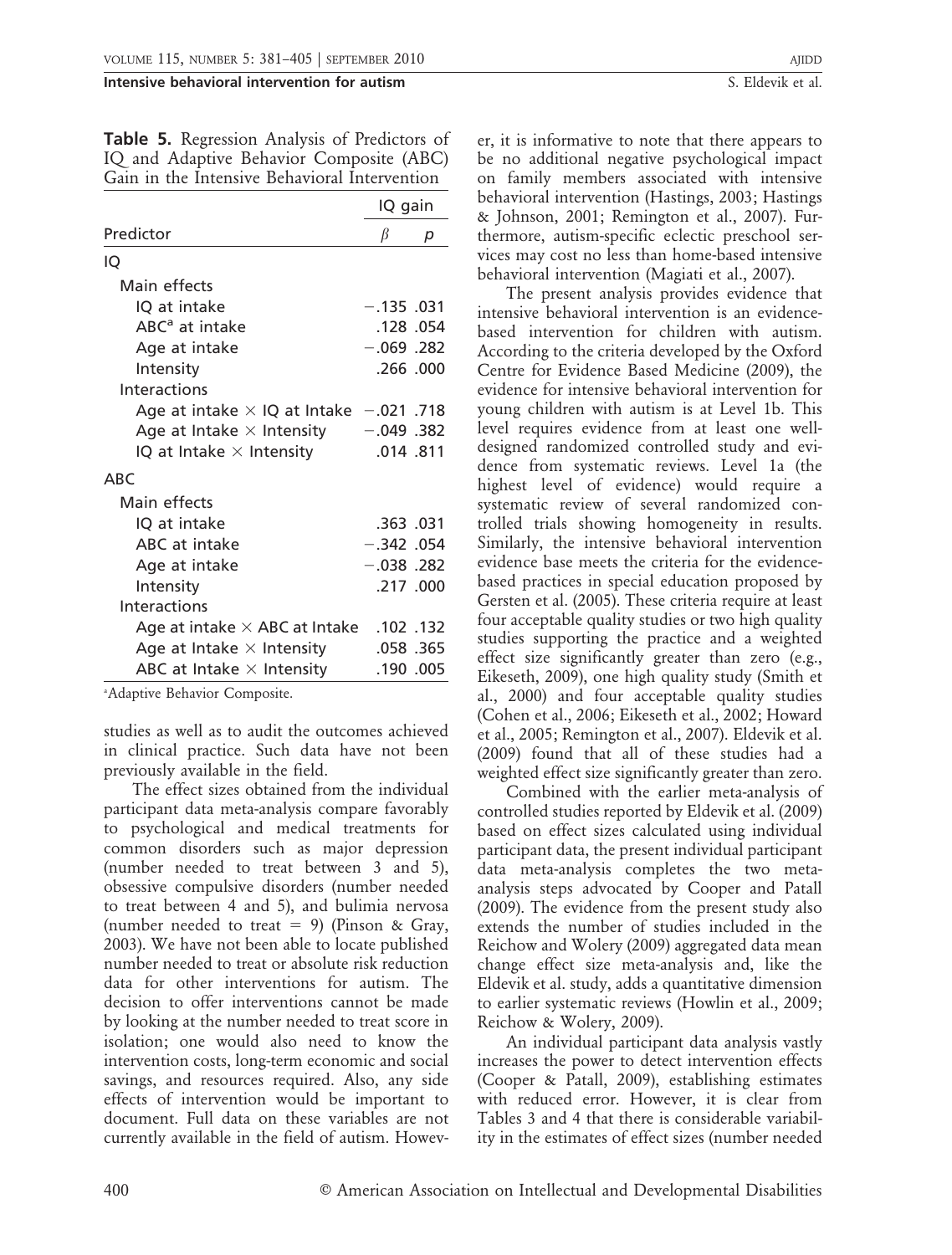**Table 5.** Regression Analysis of Predictors of IQ and Adaptive Behavior Composite (ABC) Gain in the Intensive Behavioral Intervention

| Predictor | IQ gain $\beta$ | $p$ |
|---|---|---|
| **IQ** | | |
| Main effects | | |
| IQ at intake | −.135 | .031 |
| ABC[a] at intake | .128 | .054 |
| Age at intake | −.069 | .282 |
| Intensity | .266 | .000 |
| Interactions | | |
| Age at intake × IQ at Intake | −.021 | .718 |
| Age at Intake × Intensity | −.049 | .382 |
| IQ at Intake × Intensity | .014 | .811 |
| **ABC** | | |
| Main effects | | |
| IQ at intake | .363 | .031 |
| ABC at intake | −.342 | .054 |
| Age at intake | −.038 | .282 |
| Intensity | .217 | .000 |
| Interactions | | |
| Age at intake × ABC at Intake | .102 | .132 |
| Age at Intake × Intensity | .058 | .365 |
| ABC at Intake × Intensity | .190 | .005 |

[a]Adaptive Behavior Composite.

studies as well as to audit the outcomes achieved in clinical practice. Such data have not been previously available in the field.

The effect sizes obtained from the individual participant data meta-analysis compare favorably to psychological and medical treatments for common disorders such as major depression (number needed to treat between 3 and 5), obsessive compulsive disorders (number needed to treat between 4 and 5), and bulimia nervosa (number needed to treat = 9) (Pinson & Gray, 2003). We have not been able to locate published number needed to treat or absolute risk reduction data for other interventions for autism. The decision to offer interventions cannot be made by looking at the number needed to treat score in isolation; one would also need to know the intervention costs, long-term economic and social savings, and resources required. Also, any side effects of intervention would be important to document. Full data on these variables are not currently available in the field of autism. However, it is informative to note that there appears to be no additional negative psychological impact on family members associated with intensive behavioral intervention (Hastings, 2003; Hastings & Johnson, 2001; Remington et al., 2007). Furthermore, autism-specific eclectic preschool services may cost no less than home-based intensive behavioral intervention (Magiati et al., 2007).

The present analysis provides evidence that intensive behavioral intervention is an evidence-based intervention for children with autism. According to the criteria developed by the Oxford Centre for Evidence Based Medicine (2009), the evidence for intensive behavioral intervention for young children with autism is at Level 1b. This level requires evidence from at least one well-designed randomized controlled study and evidence from systematic reviews. Level 1a (the highest level of evidence) would require a systematic review of several randomized controlled trials showing homogeneity in results. Similarly, the intensive behavioral intervention evidence base meets the criteria for the evidence-based practices in special education proposed by Gersten et al. (2005). These criteria require at least four acceptable quality studies or two high quality studies supporting the practice and a weighted effect size significantly greater than zero (e.g., Eikeseth, 2009), one high quality study (Smith et al., 2000) and four acceptable quality studies (Cohen et al., 2006; Eikeseth et al., 2002; Howard et al., 2005; Remington et al., 2007). Eldevik et al. (2009) found that all of these studies had a weighted effect size significantly greater than zero.

Combined with the earlier meta-analysis of controlled studies reported by Eldevik et al. (2009) based on effect sizes calculated using individual participant data, the present individual participant data meta-analysis completes the two meta-analysis steps advocated by Cooper and Patall (2009). The evidence from the present study also extends the number of studies included in the Reichow and Wolery (2009) aggregated data mean change effect size meta-analysis and, like the Eldevik et al. study, adds a quantitative dimension to earlier systematic reviews (Howlin et al., 2009; Reichow & Wolery, 2009).

An individual participant data analysis vastly increases the power to detect intervention effects (Cooper & Patall, 2009), establishing estimates with reduced error. However, it is clear from Tables 3 and 4 that there is considerable variability in the estimates of effect sizes (number needed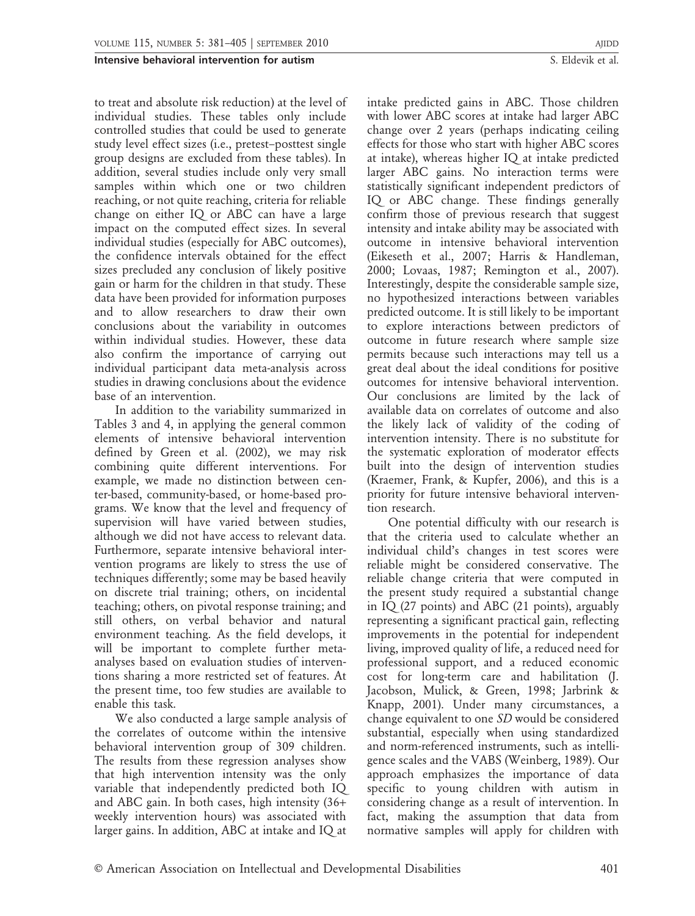to treat and absolute risk reduction) at the level of individual studies. These tables only include controlled studies that could be used to generate study level effect sizes (i.e., pretest–posttest single group designs are excluded from these tables). In addition, several studies include only very small samples within which one or two children reaching, or not quite reaching, criteria for reliable change on either IQ or ABC can have a large impact on the computed effect sizes. In several individual studies (especially for ABC outcomes), the confidence intervals obtained for the effect sizes precluded any conclusion of likely positive gain or harm for the children in that study. These data have been provided for information purposes and to allow researchers to draw their own conclusions about the variability in outcomes within individual studies. However, these data also confirm the importance of carrying out individual participant data meta-analysis across studies in drawing conclusions about the evidence base of an intervention.

In addition to the variability summarized in Tables 3 and 4, in applying the general common elements of intensive behavioral intervention defined by Green et al. (2002), we may risk combining quite different interventions. For example, we made no distinction between center-based, community-based, or home-based programs. We know that the level and frequency of supervision will have varied between studies, although we did not have access to relevant data. Furthermore, separate intensive behavioral intervention programs are likely to stress the use of techniques differently; some may be based heavily on discrete trial training; others, on incidental teaching; others, on pivotal response training; and still others, on verbal behavior and natural environment teaching. As the field develops, it will be important to complete further meta-analyses based on evaluation studies of interventions sharing a more restricted set of features. At the present time, too few studies are available to enable this task.

We also conducted a large sample analysis of the correlates of outcome within the intensive behavioral intervention group of 309 children. The results from these regression analyses show that high intervention intensity was the only variable that independently predicted both IQ and ABC gain. In both cases, high intensity (36+ weekly intervention hours) was associated with larger gains. In addition, ABC at intake and IQ at intake predicted gains in ABC. Those children with lower ABC scores at intake had larger ABC change over 2 years (perhaps indicating ceiling effects for those who start with higher ABC scores at intake), whereas higher IQ at intake predicted larger ABC gains. No interaction terms were statistically significant independent predictors of IQ or ABC change. These findings generally confirm those of previous research that suggest intensity and intake ability may be associated with outcome in intensive behavioral intervention (Eikeseth et al., 2007; Harris & Handleman, 2000; Lovaas, 1987; Remington et al., 2007). Interestingly, despite the considerable sample size, no hypothesized interactions between variables predicted outcome. It is still likely to be important to explore interactions between predictors of outcome in future research where sample size permits because such interactions may tell us a great deal about the ideal conditions for positive outcomes for intensive behavioral intervention. Our conclusions are limited by the lack of available data on correlates of outcome and also the likely lack of validity of the coding of intervention intensity. There is no substitute for the systematic exploration of moderator effects built into the design of intervention studies (Kraemer, Frank, & Kupfer, 2006), and this is a priority for future intensive behavioral intervention research.

One potential difficulty with our research is that the criteria used to calculate whether an individual child's changes in test scores were reliable might be considered conservative. The reliable change criteria that were computed in the present study required a substantial change in IQ (27 points) and ABC (21 points), arguably representing a significant practical gain, reflecting improvements in the potential for independent living, improved quality of life, a reduced need for professional support, and a reduced economic cost for long-term care and habilitation (J. Jacobson, Mulick, & Green, 1998; Jarbrink & Knapp, 2001). Under many circumstances, a change equivalent to one *SD* would be considered substantial, especially when using standardized and norm-referenced instruments, such as intelligence scales and the VABS (Weinberg, 1989). Our approach emphasizes the importance of data specific to young children with autism in considering change as a result of intervention. In fact, making the assumption that data from normative samples will apply for children with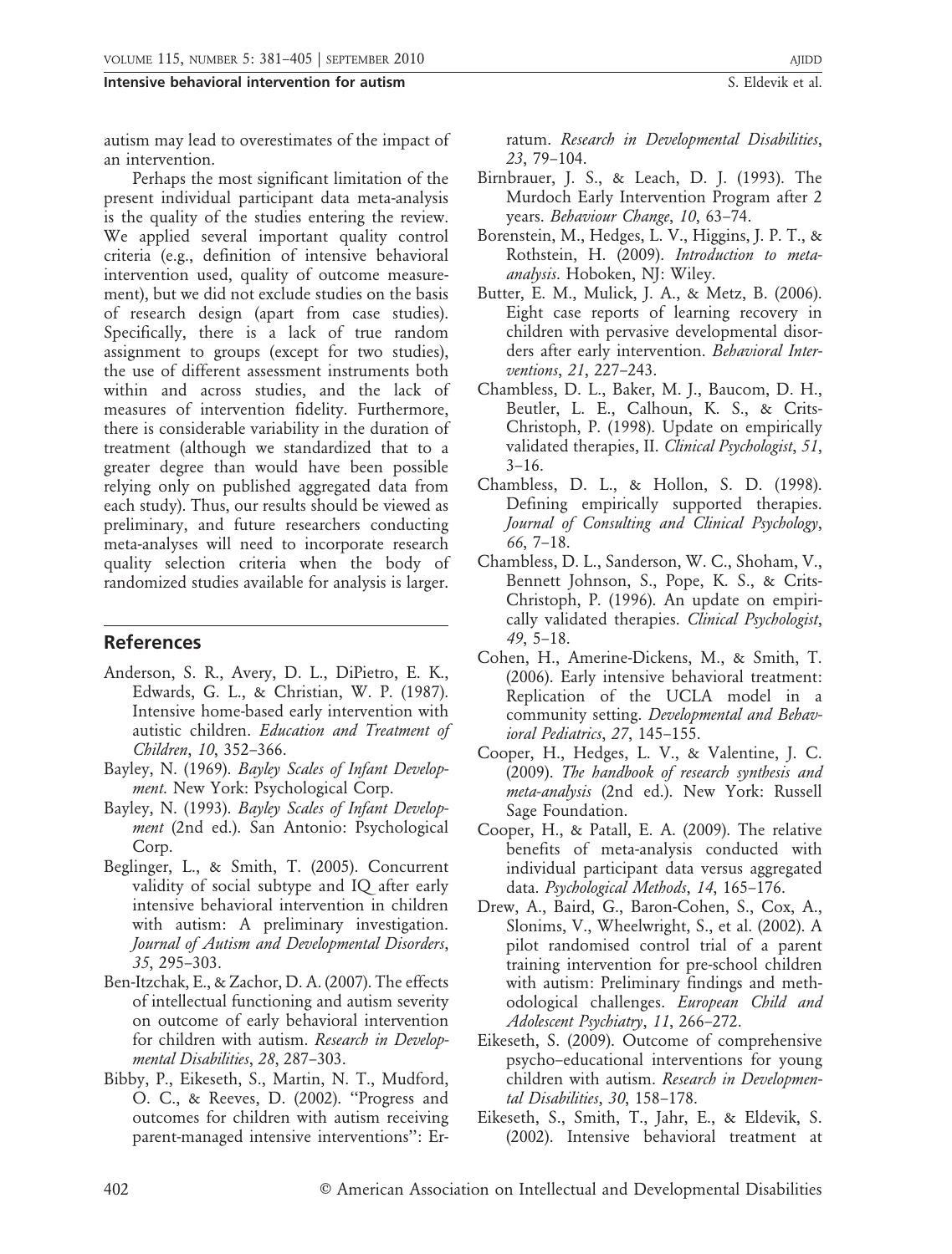autism may lead to overestimates of the impact of an intervention.

Perhaps the most significant limitation of the present individual participant data meta-analysis is the quality of the studies entering the review. We applied several important quality control criteria (e.g., definition of intensive behavioral intervention used, quality of outcome measurement), but we did not exclude studies on the basis of research design (apart from case studies). Specifically, there is a lack of true random assignment to groups (except for two studies), the use of different assessment instruments both within and across studies, and the lack of measures of intervention fidelity. Furthermore, there is considerable variability in the duration of treatment (although we standardized that to a greater degree than would have been possible relying only on published aggregated data from each study). Thus, our results should be viewed as preliminary, and future researchers conducting meta-analyses will need to incorporate research quality selection criteria when the body of randomized studies available for analysis is larger.

## References

Anderson, S. R., Avery, D. L., DiPietro, E. K., Edwards, G. L., & Christian, W. P. (1987). Intensive home-based early intervention with autistic children. *Education and Treatment of Children*, *10*, 352–366.

Bayley, N. (1969). *Bayley Scales of Infant Development*. New York: Psychological Corp.

Bayley, N. (1993). *Bayley Scales of Infant Development* (2nd ed.). San Antonio: Psychological Corp.

Beglinger, L., & Smith, T. (2005). Concurrent validity of social subtype and IQ after early intensive behavioral intervention in children with autism: A preliminary investigation. *Journal of Autism and Developmental Disorders*, *35*, 295–303.

Ben-Itzchak, E., & Zachor, D. A. (2007). The effects of intellectual functioning and autism severity on outcome of early behavioral intervention for children with autism. *Research in Developmental Disabilities*, *28*, 287–303.

Bibby, P., Eikeseth, S., Martin, N. T., Mudford, O. C., & Reeves, D. (2002). "Progress and outcomes for children with autism receiving parent-managed intensive interventions": Erratum. *Research in Developmental Disabilities*, *23*, 79–104.

Birnbrauer, J. S., & Leach, D. J. (1993). The Murdoch Early Intervention Program after 2 years. *Behaviour Change*, *10*, 63–74.

Borenstein, M., Hedges, L. V., Higgins, J. P. T., & Rothstein, H. (2009). *Introduction to meta-analysis*. Hoboken, NJ: Wiley.

Butter, E. M., Mulick, J. A., & Metz, B. (2006). Eight case reports of learning recovery in children with pervasive developmental disorders after early intervention. *Behavioral Interventions*, *21*, 227–243.

Chambless, D. L., Baker, M. J., Baucom, D. H., Beutler, L. E., Calhoun, K. S., & Crits-Christoph, P. (1998). Update on empirically validated therapies, II. *Clinical Psychologist*, *51*, 3–16.

Chambless, D. L., & Hollon, S. D. (1998). Defining empirically supported therapies. *Journal of Consulting and Clinical Psychology*, *66*, 7–18.

Chambless, D. L., Sanderson, W. C., Shoham, V., Bennett Johnson, S., Pope, K. S., & Crits-Christoph, P. (1996). An update on empirically validated therapies. *Clinical Psychologist*, *49*, 5–18.

Cohen, H., Amerine-Dickens, M., & Smith, T. (2006). Early intensive behavioral treatment: Replication of the UCLA model in a community setting. *Developmental and Behavioral Pediatrics*, *27*, 145–155.

Cooper, H., Hedges, L. V., & Valentine, J. C. (2009). *The handbook of research synthesis and meta-analysis* (2nd ed.). New York: Russell Sage Foundation.

Cooper, H., & Patall, E. A. (2009). The relative benefits of meta-analysis conducted with individual participant data versus aggregated data. *Psychological Methods*, *14*, 165–176.

Drew, A., Baird, G., Baron-Cohen, S., Cox, A., Slonims, V., Wheelwright, S., et al. (2002). A pilot randomised control trial of a parent training intervention for pre-school children with autism: Preliminary findings and methodological challenges. *European Child and Adolescent Psychiatry*, *11*, 266–272.

Eikeseth, S. (2009). Outcome of comprehensive psycho–educational interventions for young children with autism. *Research in Developmental Disabilities*, *30*, 158–178.

Eikeseth, S., Smith, T., Jahr, E., & Eldevik, S. (2002). Intensive behavioral treatment at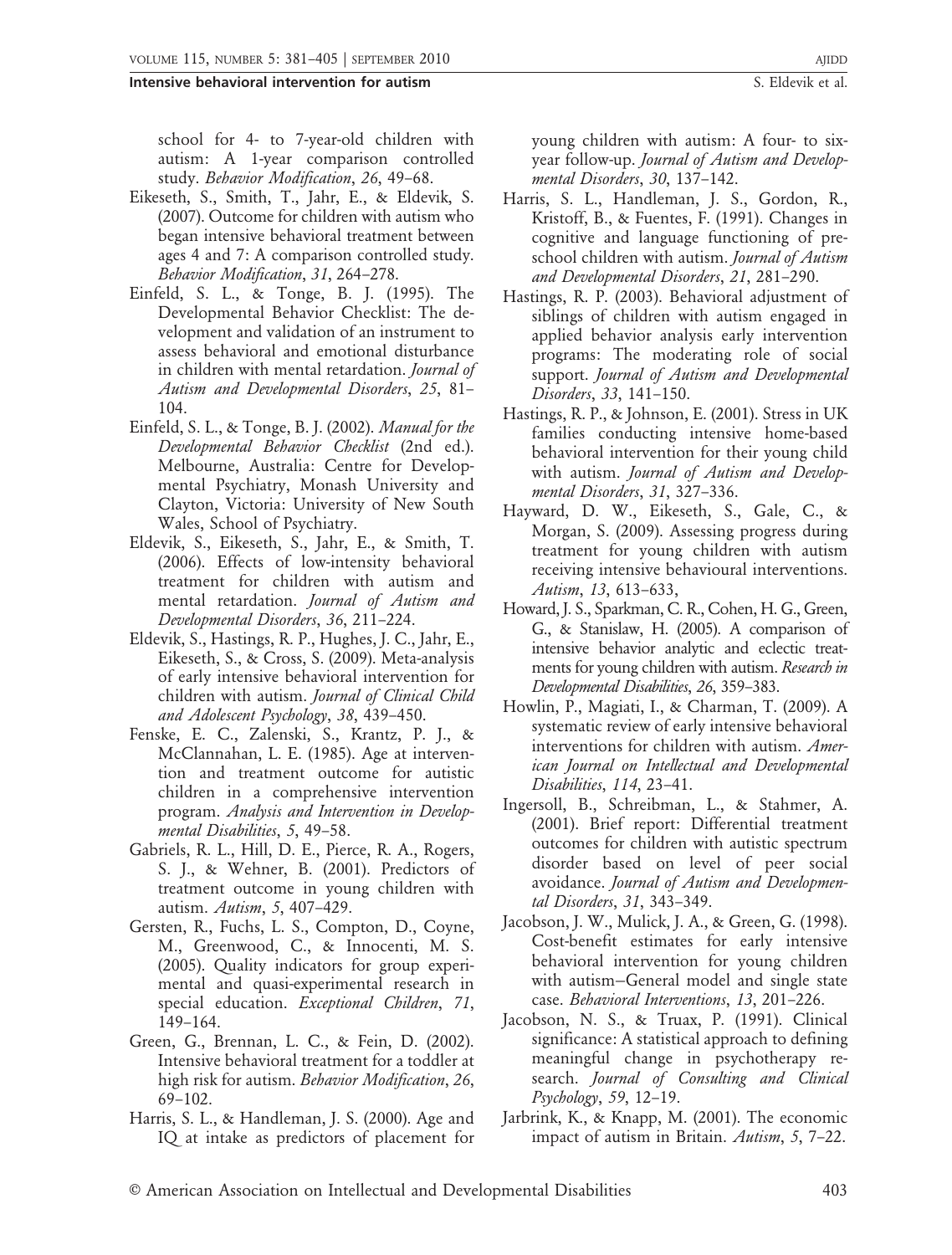school for 4- to 7-year-old children with autism: A 1-year comparison controlled study. *Behavior Modification*, *26*, 49–68.

Eikeseth, S., Smith, T., Jahr, E., & Eldevik, S. (2007). Outcome for children with autism who began intensive behavioral treatment between ages 4 and 7: A comparison controlled study. *Behavior Modification*, *31*, 264–278.

Einfeld, S. L., & Tonge, B. J. (1995). The Developmental Behavior Checklist: The development and validation of an instrument to assess behavioral and emotional disturbance in children with mental retardation. *Journal of Autism and Developmental Disorders*, *25*, 81–104.

Einfeld, S. L., & Tonge, B. J. (2002). *Manual for the Developmental Behavior Checklist* (2nd ed.). Melbourne, Australia: Centre for Developmental Psychiatry, Monash University and Clayton, Victoria: University of New South Wales, School of Psychiatry.

Eldevik, S., Eikeseth, S., Jahr, E., & Smith, T. (2006). Effects of low-intensity behavioral treatment for children with autism and mental retardation. *Journal of Autism and Developmental Disorders*, *36*, 211–224.

Eldevik, S., Hastings, R. P., Hughes, J. C., Jahr, E., Eikeseth, S., & Cross, S. (2009). Meta-analysis of early intensive behavioral intervention for children with autism. *Journal of Clinical Child and Adolescent Psychology*, *38*, 439–450.

Fenske, E. C., Zalenski, S., Krantz, P. J., & McClannahan, L. E. (1985). Age at intervention and treatment outcome for autistic children in a comprehensive intervention program. *Analysis and Intervention in Developmental Disabilities*, *5*, 49–58.

Gabriels, R. L., Hill, D. E., Pierce, R. A., Rogers, S. J., & Wehner, B. (2001). Predictors of treatment outcome in young children with autism. *Autism*, *5*, 407–429.

Gersten, R., Fuchs, L. S., Compton, D., Coyne, M., Greenwood, C., & Innocenti, M. S. (2005). Quality indicators for group experimental and quasi-experimental research in special education. *Exceptional Children*, *71*, 149–164.

Green, G., Brennan, L. C., & Fein, D. (2002). Intensive behavioral treatment for a toddler at high risk for autism. *Behavior Modification*, *26*, 69–102.

Harris, S. L., & Handleman, J. S. (2000). Age and IQ at intake as predictors of placement for young children with autism: A four- to six-year follow-up. *Journal of Autism and Developmental Disorders*, *30*, 137–142.

Harris, S. L., Handleman, J. S., Gordon, R., Kristoff, B., & Fuentes, F. (1991). Changes in cognitive and language functioning of preschool children with autism. *Journal of Autism and Developmental Disorders*, *21*, 281–290.

Hastings, R. P. (2003). Behavioral adjustment of siblings of children with autism engaged in applied behavior analysis early intervention programs: The moderating role of social support. *Journal of Autism and Developmental Disorders*, *33*, 141–150.

Hastings, R. P., & Johnson, E. (2001). Stress in UK families conducting intensive home-based behavioral intervention for their young child with autism. *Journal of Autism and Developmental Disorders*, *31*, 327–336.

Hayward, D. W., Eikeseth, S., Gale, C., & Morgan, S. (2009). Assessing progress during treatment for young children with autism receiving intensive behavioural interventions. *Autism*, *13*, 613–633,

Howard, J. S., Sparkman, C. R., Cohen, H. G., Green, G., & Stanislaw, H. (2005). A comparison of intensive behavior analytic and eclectic treatments for young children with autism. *Research in Developmental Disabilities*, *26*, 359–383.

Howlin, P., Magiati, I., & Charman, T. (2009). A systematic review of early intensive behavioral interventions for children with autism. *American Journal on Intellectual and Developmental Disabilities*, *114*, 23–41.

Ingersoll, B., Schreibman, L., & Stahmer, A. (2001). Brief report: Differential treatment outcomes for children with autistic spectrum disorder based on level of peer social avoidance. *Journal of Autism and Developmental Disorders*, *31*, 343–349.

Jacobson, J. W., Mulick, J. A., & Green, G. (1998). Cost-benefit estimates for early intensive behavioral intervention for young children with autism–General model and single state case. *Behavioral Interventions*, *13*, 201–226.

Jacobson, N. S., & Truax, P. (1991). Clinical significance: A statistical approach to defining meaningful change in psychotherapy research. *Journal of Consulting and Clinical Psychology*, *59*, 12–19.

Jarbrink, K., & Knapp, M. (2001). The economic impact of autism in Britain. *Autism*, *5*, 7–22.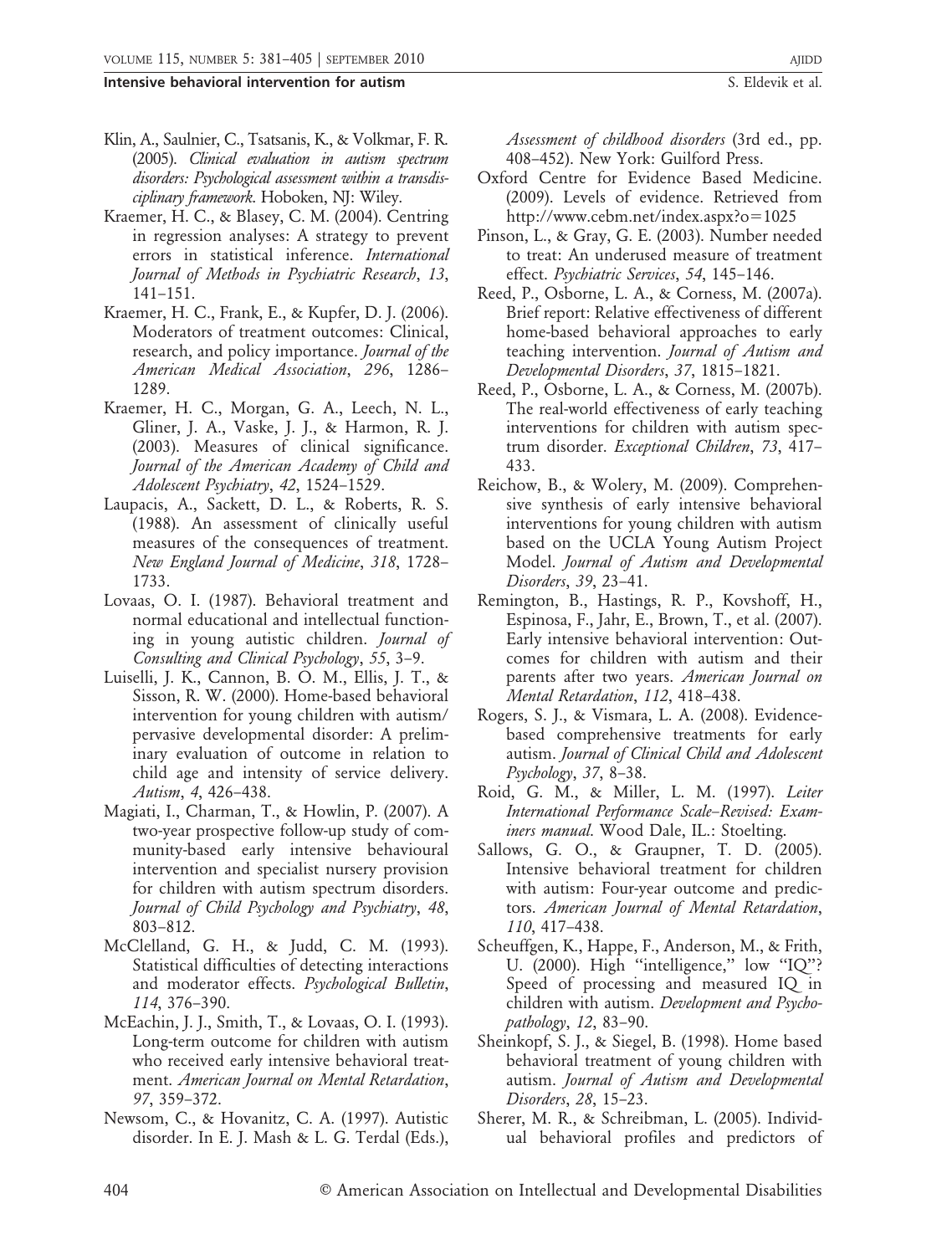Klin, A., Saulnier, C., Tsatsanis, K., & Volkmar, F. R. (2005). *Clinical evaluation in autism spectrum disorders: Psychological assessment within a transdisciplinary framework*. Hoboken, NJ: Wiley.

Kraemer, H. C., & Blasey, C. M. (2004). Centring in regression analyses: A strategy to prevent errors in statistical inference. *International Journal of Methods in Psychiatric Research*, *13*, 141–151.

Kraemer, H. C., Frank, E., & Kupfer, D. J. (2006). Moderators of treatment outcomes: Clinical, research, and policy importance. *Journal of the American Medical Association*, *296*, 1286–1289.

Kraemer, H. C., Morgan, G. A., Leech, N. L., Gliner, J. A., Vaske, J. J., & Harmon, R. J. (2003). Measures of clinical significance. *Journal of the American Academy of Child and Adolescent Psychiatry*, *42*, 1524–1529.

Laupacis, A., Sackett, D. L., & Roberts, R. S. (1988). An assessment of clinically useful measures of the consequences of treatment. *New England Journal of Medicine*, *318*, 1728–1733.

Lovaas, O. I. (1987). Behavioral treatment and normal educational and intellectual functioning in young autistic children. *Journal of Consulting and Clinical Psychology*, *55*, 3–9.

Luiselli, J. K., Cannon, B. O. M., Ellis, J. T., & Sisson, R. W. (2000). Home-based behavioral intervention for young children with autism/pervasive developmental disorder: A preliminary evaluation of outcome in relation to child age and intensity of service delivery. *Autism*, *4*, 426–438.

Magiati, I., Charman, T., & Howlin, P. (2007). A two-year prospective follow-up study of community-based early intensive behavioural intervention and specialist nursery provision for children with autism spectrum disorders. *Journal of Child Psychology and Psychiatry*, *48*, 803–812.

McClelland, G. H., & Judd, C. M. (1993). Statistical difficulties of detecting interactions and moderator effects. *Psychological Bulletin*, *114*, 376–390.

McEachin, J. J., Smith, T., & Lovaas, O. I. (1993). Long-term outcome for children with autism who received early intensive behavioral treatment. *American Journal on Mental Retardation*, *97*, 359–372.

Newsom, C., & Hovanitz, C. A. (1997). Autistic disorder. In E. J. Mash & L. G. Terdal (Eds.), *Assessment of childhood disorders* (3rd ed., pp. 408–452). New York: Guilford Press.

Oxford Centre for Evidence Based Medicine. (2009). Levels of evidence. Retrieved from http://www.cebm.net/index.aspx?o=1025

Pinson, L., & Gray, G. E. (2003). Number needed to treat: An underused measure of treatment effect. *Psychiatric Services*, *54*, 145–146.

Reed, P., Osborne, L. A., & Corness, M. (2007a). Brief report: Relative effectiveness of different home-based behavioral approaches to early teaching intervention. *Journal of Autism and Developmental Disorders*, *37*, 1815–1821.

Reed, P., Osborne, L. A., & Corness, M. (2007b). The real-world effectiveness of early teaching interventions for children with autism spectrum disorder. *Exceptional Children*, *73*, 417–433.

Reichow, B., & Wolery, M. (2009). Comprehensive synthesis of early intensive behavioral interventions for young children with autism based on the UCLA Young Autism Project Model. *Journal of Autism and Developmental Disorders*, *39*, 23–41.

Remington, B., Hastings, R. P., Kovshoff, H., Espinosa, F., Jahr, E., Brown, T., et al. (2007). Early intensive behavioral intervention: Outcomes for children with autism and their parents after two years. *American Journal on Mental Retardation*, *112*, 418–438.

Rogers, S. J., & Vismara, L. A. (2008). Evidence-based comprehensive treatments for early autism. *Journal of Clinical Child and Adolescent Psychology*, *37*, 8–38.

Roid, G. M., & Miller, L. M. (1997). *Leiter International Performance Scale–Revised: Examiners manual*. Wood Dale, IL.: Stoelting.

Sallows, G. O., & Graupner, T. D. (2005). Intensive behavioral treatment for children with autism: Four-year outcome and predictors. *American Journal of Mental Retardation*, *110*, 417–438.

Scheuffgen, K., Happe, F., Anderson, M., & Frith, U. (2000). High "intelligence," low "IQ"? Speed of processing and measured IQ in children with autism. *Development and Psychopathology*, *12*, 83–90.

Sheinkopf, S. J., & Siegel, B. (1998). Home based behavioral treatment of young children with autism. *Journal of Autism and Developmental Disorders*, *28*, 15–23.

Sherer, M. R., & Schreibman, L. (2005). Individual behavioral profiles and predictors of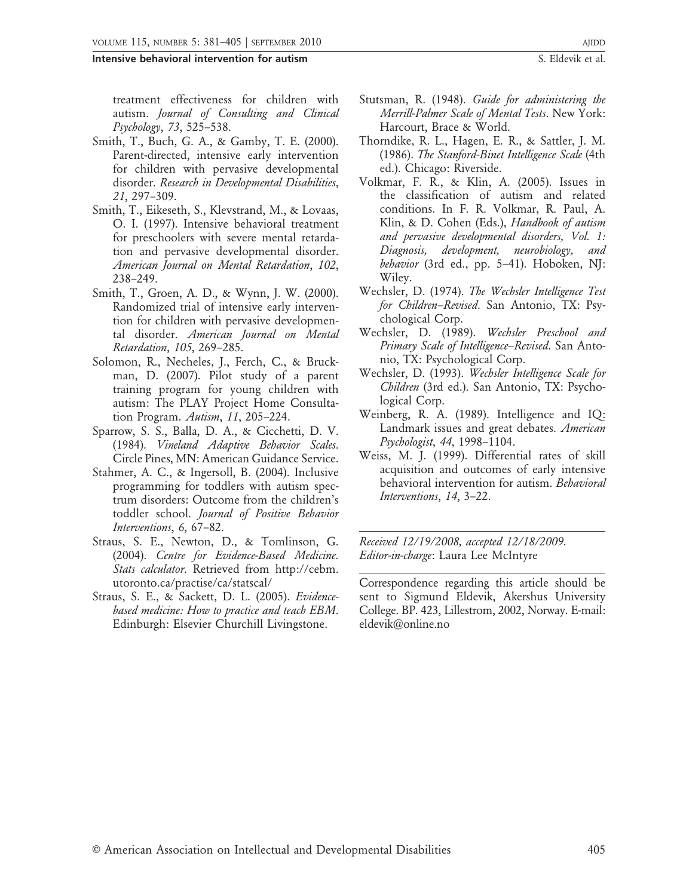treatment effectiveness for children with autism. *Journal of Consulting and Clinical Psychology*, *73*, 525–538.

Smith, T., Buch, G. A., & Gamby, T. E. (2000). Parent-directed, intensive early intervention for children with pervasive developmental disorder. *Research in Developmental Disabilities*, *21*, 297–309.

Smith, T., Eikeseth, S., Klevstrand, M., & Lovaas, O. I. (1997). Intensive behavioral treatment for preschoolers with severe mental retardation and pervasive developmental disorder. *American Journal on Mental Retardation*, *102*, 238–249.

Smith, T., Groen, A. D., & Wynn, J. W. (2000). Randomized trial of intensive early intervention for children with pervasive developmental disorder. *American Journal on Mental Retardation*, *105*, 269–285.

Solomon, R., Necheles, J., Ferch, C., & Bruckman, D. (2007). Pilot study of a parent training program for young children with autism: The PLAY Project Home Consultation Program. *Autism*, *11*, 205–224.

Sparrow, S. S., Balla, D. A., & Cicchetti, D. V. (1984). *Vineland Adaptive Behavior Scales*. Circle Pines, MN: American Guidance Service.

Stahmer, A. C., & Ingersoll, B. (2004). Inclusive programming for toddlers with autism spectrum disorders: Outcome from the children's toddler school. *Journal of Positive Behavior Interventions*, *6*, 67–82.

Straus, S. E., Newton, D., & Tomlinson, G. (2004). *Centre for Evidence-Based Medicine. Stats calculator*. Retrieved from http://cebm.utoronto.ca/practise/ca/statscal/

Straus, S. E., & Sackett, D. L. (2005). *Evidence-based medicine: How to practice and teach EBM*. Edinburgh: Elsevier Churchill Livingstone.

Stutsman, R. (1948). *Guide for administering the Merrill-Palmer Scale of Mental Tests*. New York: Harcourt, Brace & World.

Thorndike, R. L., Hagen, E. R., & Sattler, J. M. (1986). *The Stanford-Binet Intelligence Scale* (4th ed.). Chicago: Riverside.

Volkmar, F. R., & Klin, A. (2005). Issues in the classification of autism and related conditions. In F. R. Volkmar, R. Paul, A. Klin, & D. Cohen (Eds.), *Handbook of autism and pervasive developmental disorders, Vol. 1: Diagnosis, development, neurobiology, and behavior* (3rd ed., pp. 5–41). Hoboken, NJ: Wiley.

Wechsler, D. (1974). *The Wechsler Intelligence Test for Children–Revised*. San Antonio, TX: Psychological Corp.

Wechsler, D. (1989). *Wechsler Preschool and Primary Scale of Intelligence–Revised*. San Antonio, TX: Psychological Corp.

Wechsler, D. (1993). *Wechsler Intelligence Scale for Children* (3rd ed.). San Antonio, TX: Psychological Corp.

Weinberg, R. A. (1989). Intelligence and IQ: Landmark issues and great debates. *American Psychologist*, *44*, 1998–1104.

Weiss, M. J. (1999). Differential rates of skill acquisition and outcomes of early intensive behavioral intervention for autism. *Behavioral Interventions*, *14*, 3–22.

---

*Received 12/19/2008, accepted 12/18/2009.*
*Editor-in-charge*: Laura Lee McIntyre

---

Correspondence regarding this article should be sent to Sigmund Eldevik, Akershus University College. BP. 423, Lillestrom, 2002, Norway. E-mail: eldevik@online.no